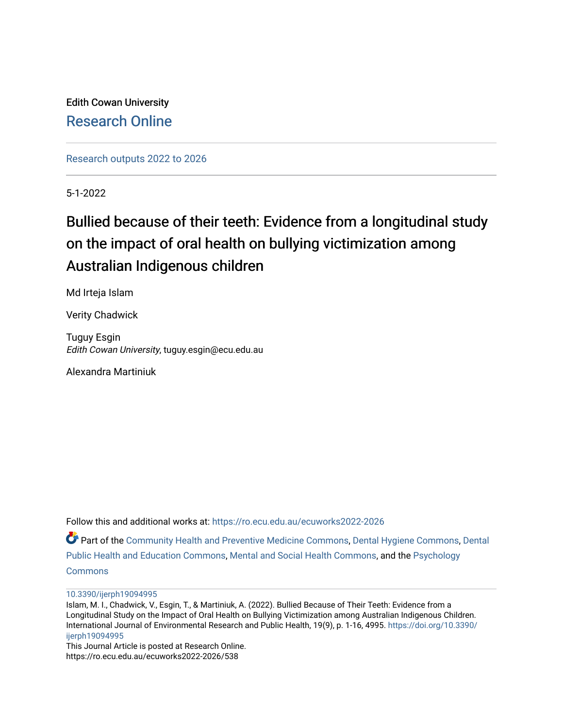Edith Cowan University

Research Online

Research outputs 2022 to 2026

5-1-2022

# Bullied because of their teeth: Evidence from a longitudinal study on the impact of oral health on bullying victimization among Australian Indigenous children

Md Irteja Islam

Verity Chadwick

Tuguy Esgin
*Edith Cowan University*, tuguy.esgin@ecu.edu.au

Alexandra Martiniuk

Follow this and additional works at: https://ro.ecu.edu.au/ecuworks2022-2026

Part of the Community Health and Preventive Medicine Commons, Dental Hygiene Commons, Dental Public Health and Education Commons, Mental and Social Health Commons, and the Psychology Commons

10.3390/ijerph19094995

Islam, M. I., Chadwick, V., Esgin, T., & Martiniuk, A. (2022). Bullied Because of Their Teeth: Evidence from a Longitudinal Study on the Impact of Oral Health on Bullying Victimization among Australian Indigenous Children. International Journal of Environmental Research and Public Health, 19(9), p. 1-16, 4995. https://doi.org/10.3390/ijerph19094995

This Journal Article is posted at Research Online.
https://ro.ecu.edu.au/ecuworks2022-2026/538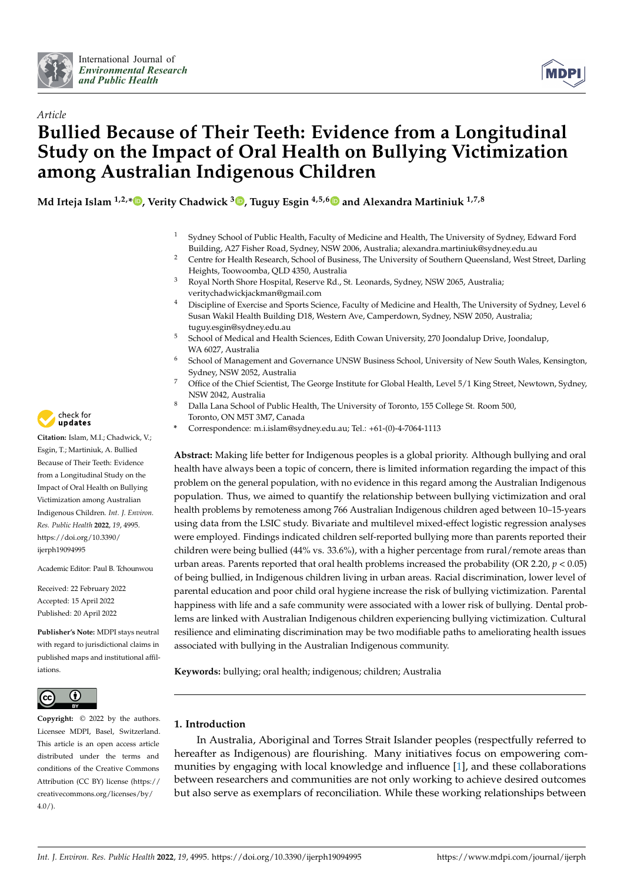Article

# Bullied Because of Their Teeth: Evidence from a Longitudinal Study on the Impact of Oral Health on Bullying Victimization among Australian Indigenous Children

**Md Irteja Islam [1,2,*], Verity Chadwick [3], Tuguy Esgin [4,5,6] and Alexandra Martiniuk [1,7,8]**

1. Sydney School of Public Health, Faculty of Medicine and Health, The University of Sydney, Edward Ford Building, A27 Fisher Road, Sydney, NSW 2006, Australia; alexandra.martiniuk@sydney.edu.au
2. Centre for Health Research, School of Business, The University of Southern Queensland, West Street, Darling Heights, Toowoomba, QLD 4350, Australia
3. Royal North Shore Hospital, Reserve Rd., St. Leonards, Sydney, NSW 2065, Australia; veritychadwickjackman@gmail.com
4. Discipline of Exercise and Sports Science, Faculty of Medicine and Health, The University of Sydney, Level 6 Susan Wakil Health Building D18, Western Ave, Camperdown, Sydney, NSW 2050, Australia; tuguy.esgin@sydney.edu.au
5. School of Medical and Health Sciences, Edith Cowan University, 270 Joondalup Drive, Joondalup, WA 6027, Australia
6. School of Management and Governance UNSW Business School, University of New South Wales, Kensington, Sydney, NSW 2052, Australia
7. Office of the Chief Scientist, The George Institute for Global Health, Level 5/1 King Street, Newtown, Sydney, NSW 2042, Australia
8. Dalla Lana School of Public Health, The University of Toronto, 155 College St. Room 500, Toronto, ON M5T 3M7, Canada

\* Correspondence: m.i.islam@sydney.edu.au; Tel.: +61-(0)-4-7064-1113

**Citation:** Islam, M.I.; Chadwick, V.; Esgin, T.; Martiniuk, A. Bullied Because of Their Teeth: Evidence from a Longitudinal Study on the Impact of Oral Health on Bullying Victimization among Australian Indigenous Children. *Int. J. Environ. Res. Public Health* **2022**, *19*, 4995. https://doi.org/10.3390/ijerph19094995

Academic Editor: Paul B. Tchounwou

Received: 22 February 2022
Accepted: 15 April 2022
Published: 20 April 2022

**Publisher's Note:** MDPI stays neutral with regard to jurisdictional claims in published maps and institutional affiliations.

**Copyright:** © 2022 by the authors. Licensee MDPI, Basel, Switzerland. This article is an open access article distributed under the terms and conditions of the Creative Commons Attribution (CC BY) license (https://creativecommons.org/licenses/by/4.0/).

**Abstract:** Making life better for Indigenous peoples is a global priority. Although bullying and oral health have always been a topic of concern, there is limited information regarding the impact of this problem on the general population, with no evidence in this regard among the Australian Indigenous population. Thus, we aimed to quantify the relationship between bullying victimization and oral health problems by remoteness among 766 Australian Indigenous children aged between 10–15-years using data from the LSIC study. Bivariate and multilevel mixed-effect logistic regression analyses were employed. Findings indicated children self-reported bullying more than parents reported their children were being bullied (44% vs. 33.6%), with a higher percentage from rural/remote areas than urban areas. Parents reported that oral health problems increased the probability (OR 2.20, $p < 0.05$) of being bullied, in Indigenous children living in urban areas. Racial discrimination, lower level of parental education and poor child oral hygiene increase the risk of bullying victimization. Parental happiness with life and a safe community were associated with a lower risk of bullying. Dental problems are linked with Australian Indigenous children experiencing bullying victimization. Cultural resilience and eliminating discrimination may be two modifiable paths to ameliorating health issues associated with bullying in the Australian Indigenous community.

**Keywords:** bullying; oral health; indigenous; children; Australia

## 1. Introduction

In Australia, Aboriginal and Torres Strait Islander peoples (respectfully referred to hereafter as Indigenous) are flourishing. Many initiatives focus on empowering communities by engaging with local knowledge and influence [1], and these collaborations between researchers and communities are not only working to achieve desired outcomes but also serve as exemplars of reconciliation. While these working relationships between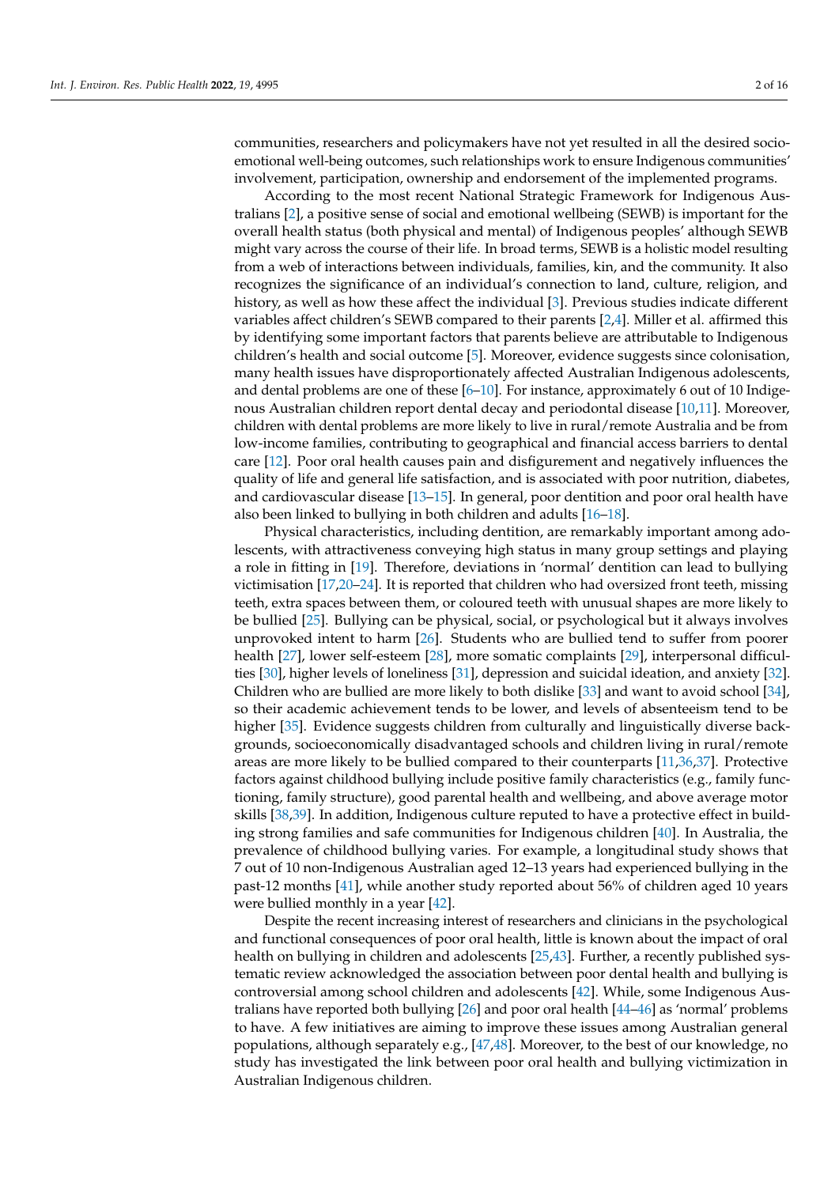communities, researchers and policymakers have not yet resulted in all the desired socio-emotional well-being outcomes, such relationships work to ensure Indigenous communities' involvement, participation, ownership and endorsement of the implemented programs.

According to the most recent National Strategic Framework for Indigenous Australians [2], a positive sense of social and emotional wellbeing (SEWB) is important for the overall health status (both physical and mental) of Indigenous peoples' although SEWB might vary across the course of their life. In broad terms, SEWB is a holistic model resulting from a web of interactions between individuals, families, kin, and the community. It also recognizes the significance of an individual's connection to land, culture, religion, and history, as well as how these affect the individual [3]. Previous studies indicate different variables affect children's SEWB compared to their parents [2,4]. Miller et al. affirmed this by identifying some important factors that parents believe are attributable to Indigenous children's health and social outcome [5]. Moreover, evidence suggests since colonisation, many health issues have disproportionately affected Australian Indigenous adolescents, and dental problems are one of these [6–10]. For instance, approximately 6 out of 10 Indigenous Australian children report dental decay and periodontal disease [10,11]. Moreover, children with dental problems are more likely to live in rural/remote Australia and be from low-income families, contributing to geographical and financial access barriers to dental care [12]. Poor oral health causes pain and disfigurement and negatively influences the quality of life and general life satisfaction, and is associated with poor nutrition, diabetes, and cardiovascular disease [13–15]. In general, poor dentition and poor oral health have also been linked to bullying in both children and adults [16–18].

Physical characteristics, including dentition, are remarkably important among adolescents, with attractiveness conveying high status in many group settings and playing a role in fitting in [19]. Therefore, deviations in 'normal' dentition can lead to bullying victimisation [17,20–24]. It is reported that children who had oversized front teeth, missing teeth, extra spaces between them, or coloured teeth with unusual shapes are more likely to be bullied [25]. Bullying can be physical, social, or psychological but it always involves unprovoked intent to harm [26]. Students who are bullied tend to suffer from poorer health [27], lower self-esteem [28], more somatic complaints [29], interpersonal difficulties [30], higher levels of loneliness [31], depression and suicidal ideation, and anxiety [32]. Children who are bullied are more likely to both dislike [33] and want to avoid school [34], so their academic achievement tends to be lower, and levels of absenteeism tend to be higher [35]. Evidence suggests children from culturally and linguistically diverse backgrounds, socioeconomically disadvantaged schools and children living in rural/remote areas are more likely to be bullied compared to their counterparts [11,36,37]. Protective factors against childhood bullying include positive family characteristics (e.g., family functioning, family structure), good parental health and wellbeing, and above average motor skills [38,39]. In addition, Indigenous culture reputed to have a protective effect in building strong families and safe communities for Indigenous children [40]. In Australia, the prevalence of childhood bullying varies. For example, a longitudinal study shows that 7 out of 10 non-Indigenous Australian aged 12–13 years had experienced bullying in the past-12 months [41], while another study reported about 56% of children aged 10 years were bullied monthly in a year [42].

Despite the recent increasing interest of researchers and clinicians in the psychological and functional consequences of poor oral health, little is known about the impact of oral health on bullying in children and adolescents [25,43]. Further, a recently published systematic review acknowledged the association between poor dental health and bullying is controversial among school children and adolescents [42]. While, some Indigenous Australians have reported both bullying [26] and poor oral health [44–46] as 'normal' problems to have. A few initiatives are aiming to improve these issues among Australian general populations, although separately e.g., [47,48]. Moreover, to the best of our knowledge, no study has investigated the link between poor oral health and bullying victimization in Australian Indigenous children.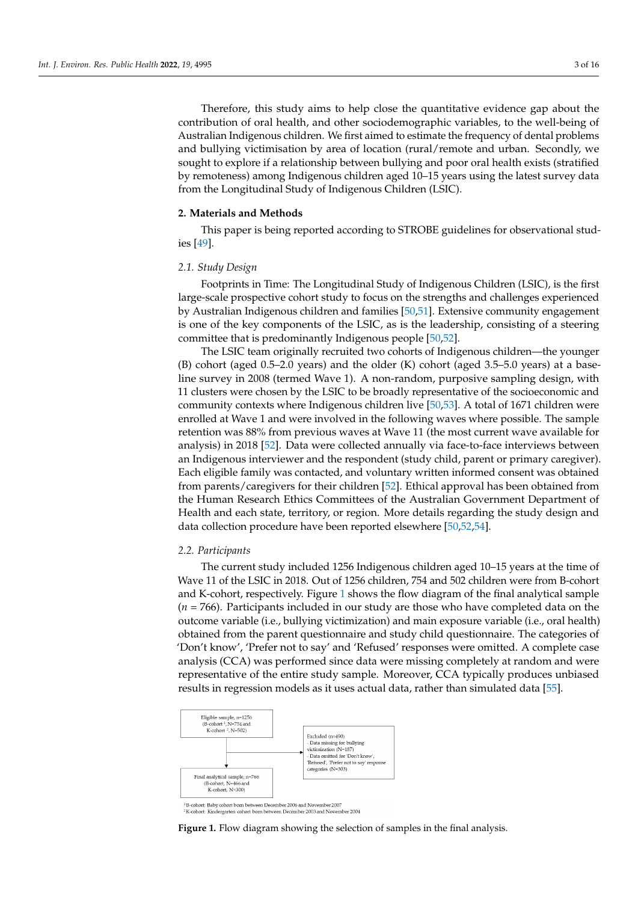Therefore, this study aims to help close the quantitative evidence gap about the contribution of oral health, and other sociodemographic variables, to the well-being of Australian Indigenous children. We first aimed to estimate the frequency of dental problems and bullying victimisation by area of location (rural/remote and urban. Secondly, we sought to explore if a relationship between bullying and poor oral health exists (stratified by remoteness) among Indigenous children aged 10–15 years using the latest survey data from the Longitudinal Study of Indigenous Children (LSIC).

## 2. Materials and Methods

This paper is being reported according to STROBE guidelines for observational studies [49].

### 2.1. Study Design

Footprints in Time: The Longitudinal Study of Indigenous Children (LSIC), is the first large-scale prospective cohort study to focus on the strengths and challenges experienced by Australian Indigenous children and families [50,51]. Extensive community engagement is one of the key components of the LSIC, as is the leadership, consisting of a steering committee that is predominantly Indigenous people [50,52].

The LSIC team originally recruited two cohorts of Indigenous children—the younger (B) cohort (aged 0.5–2.0 years) and the older (K) cohort (aged 3.5–5.0 years) at a baseline survey in 2008 (termed Wave 1). A non-random, purposive sampling design, with 11 clusters were chosen by the LSIC to be broadly representative of the socioeconomic and community contexts where Indigenous children live [50,53]. A total of 1671 children were enrolled at Wave 1 and were involved in the following waves where possible. The sample retention was 88% from previous waves at Wave 11 (the most current wave available for analysis) in 2018 [52]. Data were collected annually via face-to-face interviews between an Indigenous interviewer and the respondent (study child, parent or primary caregiver). Each eligible family was contacted, and voluntary written informed consent was obtained from parents/caregivers for their children [52]. Ethical approval has been obtained from the Human Research Ethics Committees of the Australian Government Department of Health and each state, territory, or region. More details regarding the study design and data collection procedure have been reported elsewhere [50,52,54].

### 2.2. Participants

The current study included 1256 Indigenous children aged 10–15 years at the time of Wave 11 of the LSIC in 2018. Out of 1256 children, 754 and 502 children were from B-cohort and K-cohort, respectively. Figure 1 shows the flow diagram of the final analytical sample ($n$ = 766). Participants included in our study are those who have completed data on the outcome variable (i.e., bullying victimization) and main exposure variable (i.e., oral health) obtained from the parent questionnaire and study child questionnaire. The categories of 'Don't know', 'Prefer not to say' and 'Refused' responses were omitted. A complete case analysis (CCA) was performed since data were missing completely at random and were representative of the entire study sample. Moreover, CCA typically produces unbiased results in regression models as it uses actual data, rather than simulated data [55].

Eligible sample, n=1256 (B-cohort [1], N=754 and K-cohort [2], N=502)

Excluded (n=490)
- Data missing for bullying victimization (N=187)
- Data omitted for 'Don't know', 'Refused', 'Prefer not to say' response categories (N=303)

Final analytical sample, n=766 (B-cohort, N=466 and K-cohort, N=300)

[1] B-cohort: Baby cohort born between December 2006 and November 2007
[2] K-cohort: Kindergarten cohort born between December 2003 and November 2004

**Figure 1.** Flow diagram showing the selection of samples in the final analysis.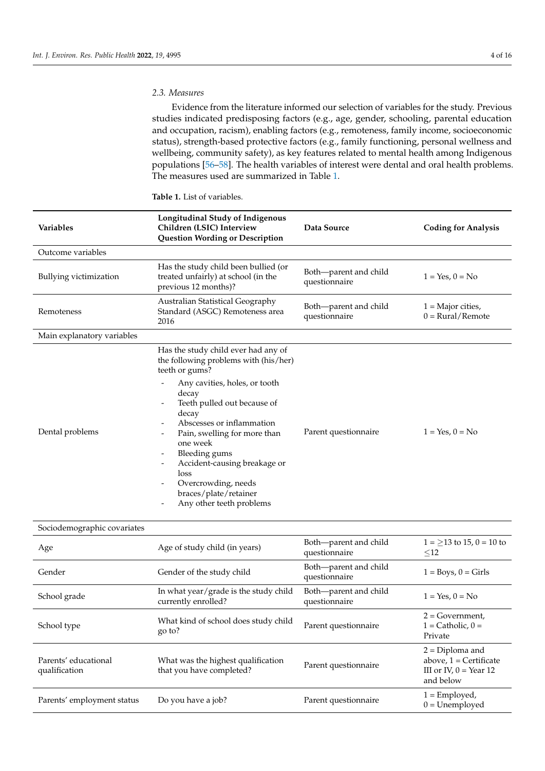### 2.3. Measures

Evidence from the literature informed our selection of variables for the study. Previous studies indicated predisposing factors (e.g., age, gender, schooling, parental education and occupation, racism), enabling factors (e.g., remoteness, family income, socioeconomic status), strength-based protective factors (e.g., family functioning, personal wellness and wellbeing, community safety), as key features related to mental health among Indigenous populations [56–58]. The health variables of interest were dental and oral health problems. The measures used are summarized in Table 1.

**Table 1.** List of variables.

| Variables | Longitudinal Study of Indigenous Children (LSIC) Interview Question Wording or Description | Data Source | Coding for Analysis |
|---|---|---|---|
| Outcome variables | | | |
| Bullying victimization | Has the study child been bullied (or treated unfairly) at school (in the previous 12 months)? | Both—parent and child questionnaire | 1 = Yes, 0 = No |
| Remoteness | Australian Statistical Geography Standard (ASGC) Remoteness area 2016 | Both—parent and child questionnaire | 1 = Major cities, 0 = Rural/Remote |
| Main explanatory variables | | | |
| Dental problems | Has the study child ever had any of the following problems with (his/her) teeth or gums?<br>- Any cavities, holes, or tooth decay<br>- Teeth pulled out because of decay<br>- Abscesses or inflammation<br>- Pain, swelling for more than one week<br>- Bleeding gums<br>- Accident-causing breakage or loss<br>- Overcrowding, needs braces/plate/retainer<br>- Any other teeth problems | Parent questionnaire | 1 = Yes, 0 = No |
| Sociodemographic covariates | | | |
| Age | Age of study child (in years) | Both—parent and child questionnaire | 1 = ≥13 to 15, 0 = 10 to ≤12 |
| Gender | Gender of the study child | Both—parent and child questionnaire | 1 = Boys, 0 = Girls |
| School grade | In what year/grade is the study child currently enrolled? | Both—parent and child questionnaire | 1 = Yes, 0 = No |
| School type | What kind of school does study child go to? | Parent questionnaire | 2 = Government, 1 = Catholic, 0 = Private |
| Parents' educational qualification | What was the highest qualification that you have completed? | Parent questionnaire | 2 = Diploma and above, 1 = Certificate III or IV, 0 = Year 12 and below |
| Parents' employment status | Do you have a job? | Parent questionnaire | 1 = Employed, 0 = Unemployed |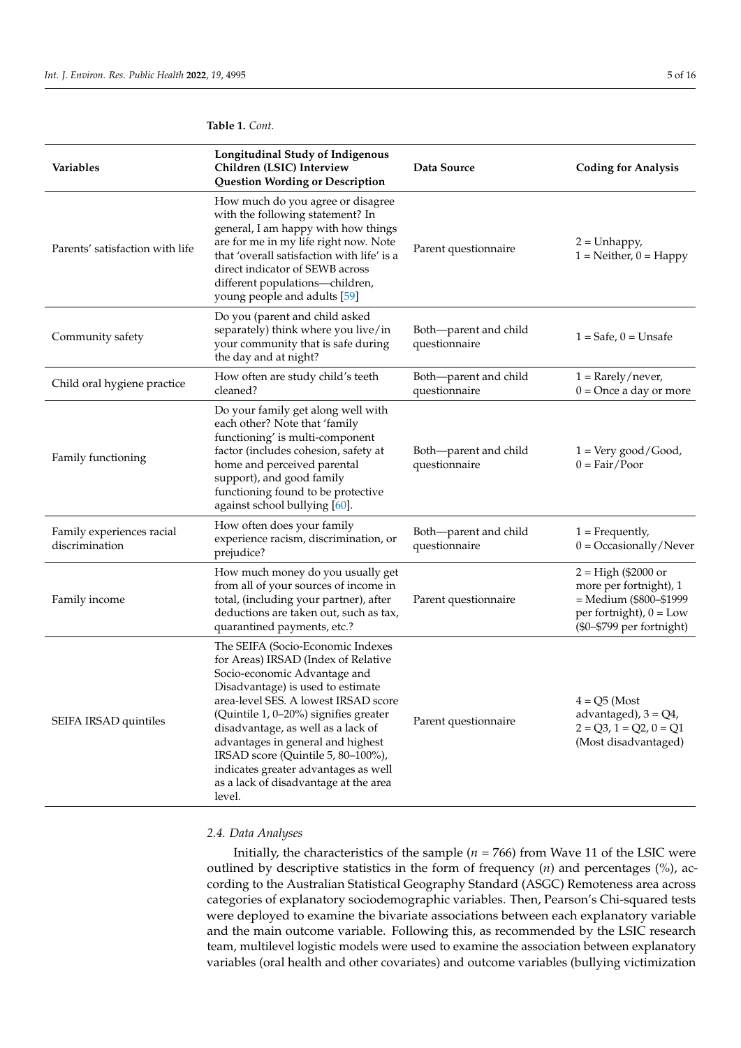**Table 1.** *Cont.*

| Variables | Longitudinal Study of Indigenous Children (LSIC) Interview Question Wording or Description | Data Source | Coding for Analysis |
|---|---|---|---|
| Parents' satisfaction with life | How much do you agree or disagree with the following statement? In general, I am happy with how things are for me in my life right now. Note that 'overall satisfaction with life' is a direct indicator of SEWB across different populations—children, young people and adults [59] | Parent questionnaire | 2 = Unhappy, 1 = Neither, 0 = Happy |
| Community safety | Do you (parent and child asked separately) think where you live/in your community that is safe during the day and at night? | Both—parent and child questionnaire | 1 = Safe, 0 = Unsafe |
| Child oral hygiene practice | How often are study child's teeth cleaned? | Both—parent and child questionnaire | 1 = Rarely/never, 0 = Once a day or more |
| Family functioning | Do your family get along well with each other? Note that 'family functioning' is multi-component factor (includes cohesion, safety at home and perceived parental support), and good family functioning found to be protective against school bullying [60]. | Both—parent and child questionnaire | 1 = Very good/Good, 0 = Fair/Poor |
| Family experiences racial discrimination | How often does your family experience racism, discrimination, or prejudice? | Both—parent and child questionnaire | 1 = Frequently, 0 = Occasionally/Never |
| Family income | How much money do you usually get from all of your sources of income in total, (including your partner), after deductions are taken out, such as tax, quarantined payments, etc.? | Parent questionnaire | 2 = High ($2000 or more per fortnight), 1 = Medium ($800–$1999 per fortnight), 0 = Low ($0–$799 per fortnight) |
| SEIFA IRSAD quintiles | The SEIFA (Socio-Economic Indexes for Areas) IRSAD (Index of Relative Socio-economic Advantage and Disadvantage) is used to estimate area-level SES. A lowest IRSAD score (Quintile 1, 0–20%) signifies greater disadvantage, as well as a lack of advantages in general and highest IRSAD score (Quintile 5, 80–100%), indicates greater advantages as well as a lack of disadvantage at the area level. | Parent questionnaire | 4 = Q5 (Most advantaged), 3 = Q4, 2 = Q3, 1 = Q2, 0 = Q1 (Most disadvantaged) |

### 2.4. Data Analyses

Initially, the characteristics of the sample ($n$ = 766) from Wave 11 of the LSIC were outlined by descriptive statistics in the form of frequency ($n$) and percentages (%), according to the Australian Statistical Geography Standard (ASGC) Remoteness area across categories of explanatory sociodemographic variables. Then, Pearson's Chi-squared tests were deployed to examine the bivariate associations between each explanatory variable and the main outcome variable. Following this, as recommended by the LSIC research team, multilevel logistic models were used to examine the association between explanatory variables (oral health and other covariates) and outcome variables (bullying victimization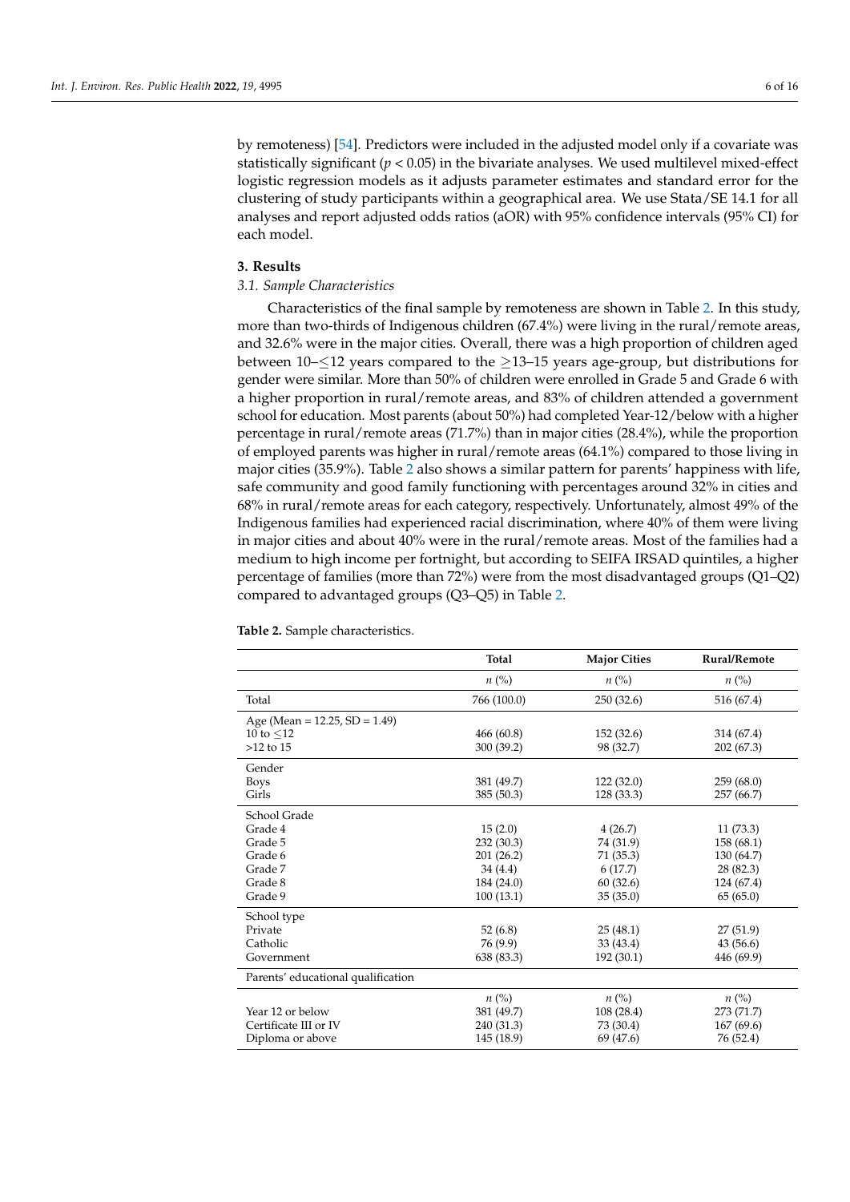by remoteness) [54]. Predictors were included in the adjusted model only if a covariate was statistically significant ($p < 0.05$) in the bivariate analyses. We used multilevel mixed-effect logistic regression models as it adjusts parameter estimates and standard error for the clustering of study participants within a geographical area. We use Stata/SE 14.1 for all analyses and report adjusted odds ratios (aOR) with 95% confidence intervals (95% CI) for each model.

## 3. Results

### 3.1. Sample Characteristics

Characteristics of the final sample by remoteness are shown in Table 2. In this study, more than two-thirds of Indigenous children (67.4%) were living in the rural/remote areas, and 32.6% were in the major cities. Overall, there was a high proportion of children aged between 10–≤12 years compared to the ≥13–15 years age-group, but distributions for gender were similar. More than 50% of children were enrolled in Grade 5 and Grade 6 with a higher proportion in rural/remote areas, and 83% of children attended a government school for education. Most parents (about 50%) had completed Year-12/below with a higher percentage in rural/remote areas (71.7%) than in major cities (28.4%), while the proportion of employed parents was higher in rural/remote areas (64.1%) compared to those living in major cities (35.9%). Table 2 also shows a similar pattern for parents' happiness with life, safe community and good family functioning with percentages around 32% in cities and 68% in rural/remote areas for each category, respectively. Unfortunately, almost 49% of the Indigenous families had experienced racial discrimination, where 40% of them were living in major cities and about 40% were in the rural/remote areas. Most of the families had a medium to high income per fortnight, but according to SEIFA IRSAD quintiles, a higher percentage of families (more than 72%) were from the most disadvantaged groups (Q1–Q2) compared to advantaged groups (Q3–Q5) in Table 2.

**Table 2.** Sample characteristics.

| | Total | Major Cities | Rural/Remote |
|---|---|---|---|
| | *n* (%) | *n* (%) | *n* (%) |
| Total | 766 (100.0) | 250 (32.6) | 516 (67.4) |
| Age (Mean = 12.25, SD = 1.49) | | | |
| 10 to ≤12 | 466 (60.8) | 152 (32.6) | 314 (67.4) |
| >12 to 15 | 300 (39.2) | 98 (32.7) | 202 (67.3) |
| Gender | | | |
| Boys | 381 (49.7) | 122 (32.0) | 259 (68.0) |
| Girls | 385 (50.3) | 128 (33.3) | 257 (66.7) |
| School Grade | | | |
| Grade 4 | 15 (2.0) | 4 (26.7) | 11 (73.3) |
| Grade 5 | 232 (30.3) | 74 (31.9) | 158 (68.1) |
| Grade 6 | 201 (26.2) | 71 (35.3) | 130 (64.7) |
| Grade 7 | 34 (4.4) | 6 (17.7) | 28 (82.3) |
| Grade 8 | 184 (24.0) | 60 (32.6) | 124 (67.4) |
| Grade 9 | 100 (13.1) | 35 (35.0) | 65 (65.0) |
| School type | | | |
| Private | 52 (6.8) | 25 (48.1) | 27 (51.9) |
| Catholic | 76 (9.9) | 33 (43.4) | 43 (56.6) |
| Government | 638 (83.3) | 192 (30.1) | 446 (69.9) |
| Parents' educational qualification | | | |
| | *n* (%) | *n* (%) | *n* (%) |
| Year 12 or below | 381 (49.7) | 108 (28.4) | 273 (71.7) |
| Certificate III or IV | 240 (31.3) | 73 (30.4) | 167 (69.6) |
| Diploma or above | 145 (18.9) | 69 (47.6) | 76 (52.4) |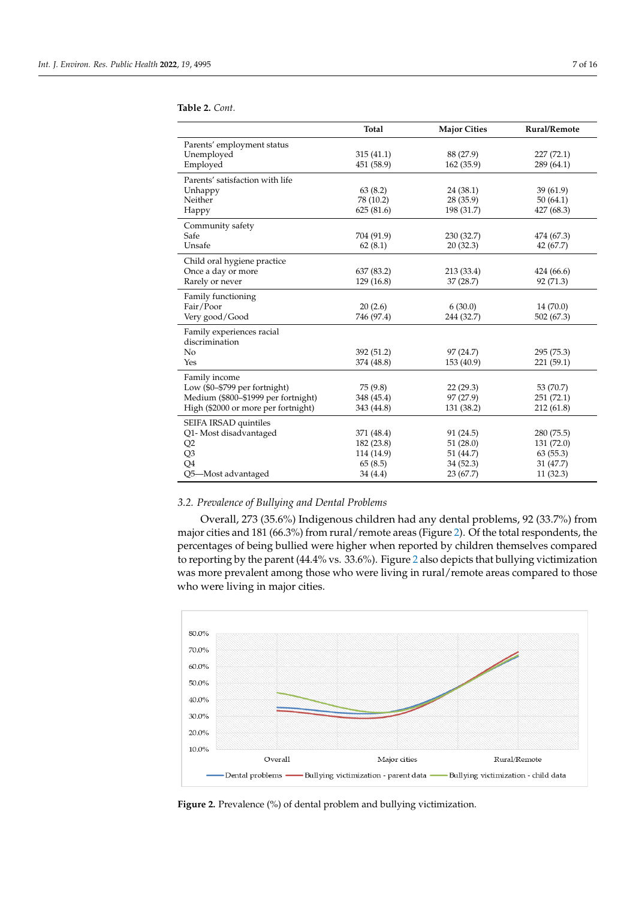**Table 2.** *Cont.*

| | Total | Major Cities | Rural/Remote |
|---|---|---|---|
| Parents' employment status | | | |
| Unemployed | 315 (41.1) | 88 (27.9) | 227 (72.1) |
| Employed | 451 (58.9) | 162 (35.9) | 289 (64.1) |
| Parents' satisfaction with life | | | |
| Unhappy | 63 (8.2) | 24 (38.1) | 39 (61.9) |
| Neither | 78 (10.2) | 28 (35.9) | 50 (64.1) |
| Happy | 625 (81.6) | 198 (31.7) | 427 (68.3) |
| Community safety | | | |
| Safe | 704 (91.9) | 230 (32.7) | 474 (67.3) |
| Unsafe | 62 (8.1) | 20 (32.3) | 42 (67.7) |
| Child oral hygiene practice | | | |
| Once a day or more | 637 (83.2) | 213 (33.4) | 424 (66.6) |
| Rarely or never | 129 (16.8) | 37 (28.7) | 92 (71.3) |
| Family functioning | | | |
| Fair/Poor | 20 (2.6) | 6 (30.0) | 14 (70.0) |
| Very good/Good | 746 (97.4) | 244 (32.7) | 502 (67.3) |
| Family experiences racial discrimination | | | |
| No | 392 (51.2) | 97 (24.7) | 295 (75.3) |
| Yes | 374 (48.8) | 153 (40.9) | 221 (59.1) |
| Family income | | | |
| Low ($0–$799 per fortnight) | 75 (9.8) | 22 (29.3) | 53 (70.7) |
| Medium ($800–$1999 per fortnight) | 348 (45.4) | 97 (27.9) | 251 (72.1) |
| High ($2000 or more per fortnight) | 343 (44.8) | 131 (38.2) | 212 (61.8) |
| SEIFA IRSAD quintiles | | | |
| Q1- Most disadvantaged | 371 (48.4) | 91 (24.5) | 280 (75.5) |
| Q2 | 182 (23.8) | 51 (28.0) | 131 (72.0) |
| Q3 | 114 (14.9) | 51 (44.7) | 63 (55.3) |
| Q4 | 65 (8.5) | 34 (52.3) | 31 (47.7) |
| Q5—Most advantaged | 34 (4.4) | 23 (67.7) | 11 (32.3) |

### 3.2. Prevalence of Bullying and Dental Problems

Overall, 273 (35.6%) Indigenous children had any dental problems, 92 (33.7%) from major cities and 181 (66.3%) from rural/remote areas (Figure 2). Of the total respondents, the percentages of being bullied were higher when reported by children themselves compared to reporting by the parent (44.4% vs. 33.6%). Figure 2 also depicts that bullying victimization was more prevalent among those who were living in rural/remote areas compared to those who were living in major cities.

**Figure 2.** Prevalence (%) of dental problem and bullying victimization.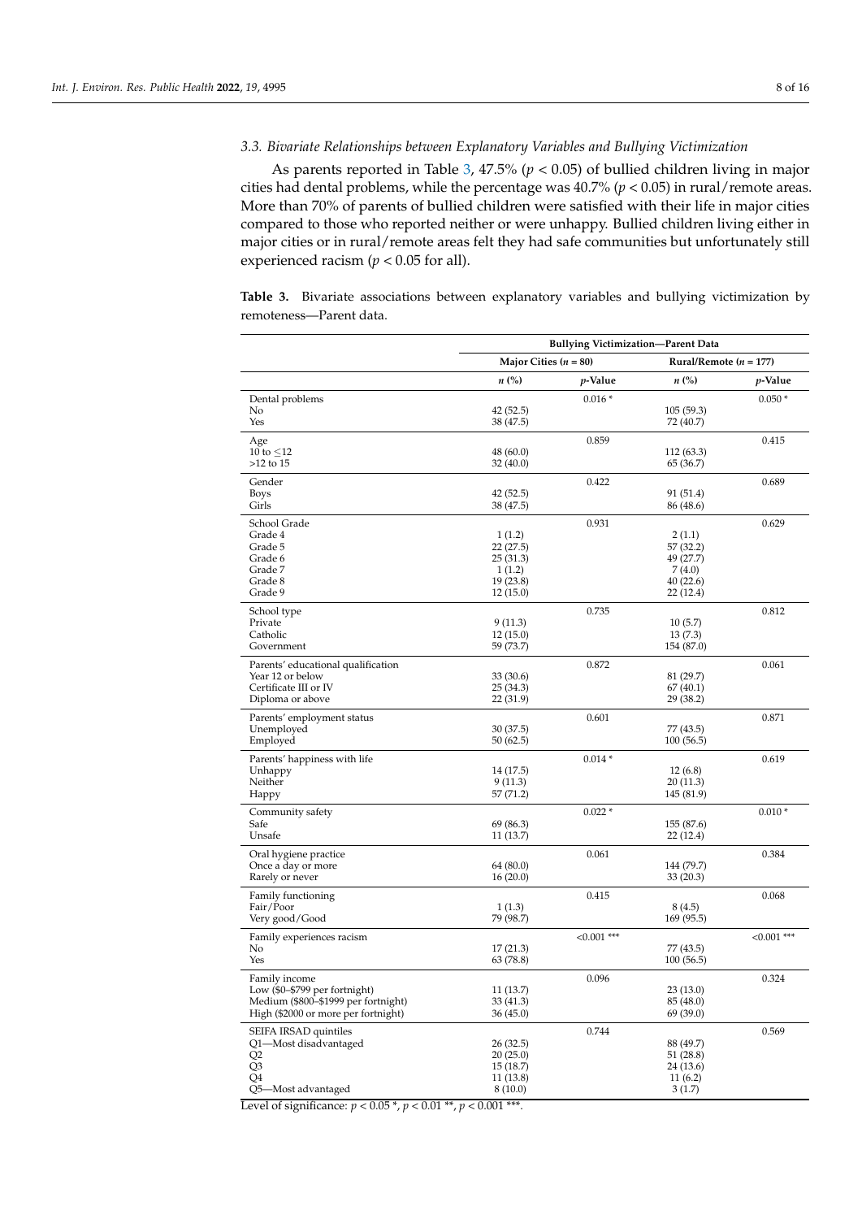### 3.3. Bivariate Relationships between Explanatory Variables and Bullying Victimization

As parents reported in Table 3, 47.5% ($p < 0.05$) of bullied children living in major cities had dental problems, while the percentage was 40.7% ($p < 0.05$) in rural/remote areas. More than 70% of parents of bullied children were satisfied with their life in major cities compared to those who reported neither or were unhappy. Bullied children living either in major cities or in rural/remote areas felt they had safe communities but unfortunately still experienced racism ($p < 0.05$ for all).

**Table 3.** Bivariate associations between explanatory variables and bullying victimization by remoteness—Parent data.

| | Bullying Victimization—Parent Data | | | |
|---|---|---|---|---|
| | Major Cities ($n$ = 80) | | Rural/Remote ($n$ = 177) | |
| | $n$ (%) | $p$-Value | $n$ (%) | $p$-Value |
| Dental problems | | 0.016 * | | 0.050 * |
| No | 42 (52.5) | | 105 (59.3) | |
| Yes | 38 (47.5) | | 72 (40.7) | |
| Age | | 0.859 | | 0.415 |
| 10 to ≤12 | 48 (60.0) | | 112 (63.3) | |
| >12 to 15 | 32 (40.0) | | 65 (36.7) | |
| Gender | | 0.422 | | 0.689 |
| Boys | 42 (52.5) | | 91 (51.4) | |
| Girls | 38 (47.5) | | 86 (48.6) | |
| School Grade | | 0.931 | | 0.629 |
| Grade 4 | 1 (1.2) | | 2 (1.1) | |
| Grade 5 | 22 (27.5) | | 57 (32.2) | |
| Grade 6 | 25 (31.3) | | 49 (27.7) | |
| Grade 7 | 1 (1.2) | | 7 (4.0) | |
| Grade 8 | 19 (23.8) | | 40 (22.6) | |
| Grade 9 | 12 (15.0) | | 22 (12.4) | |
| School type | | 0.735 | | 0.812 |
| Private | 9 (11.3) | | 10 (5.7) | |
| Catholic | 12 (15.0) | | 13 (7.3) | |
| Government | 59 (73.7) | | 154 (87.0) | |
| Parents' educational qualification | | 0.872 | | 0.061 |
| Year 12 or below | 33 (30.6) | | 81 (29.7) | |
| Certificate III or IV | 25 (34.3) | | 67 (40.1) | |
| Diploma or above | 22 (31.9) | | 29 (38.2) | |
| Parents' employment status | | 0.601 | | 0.871 |
| Unemployed | 30 (37.5) | | 77 (43.5) | |
| Employed | 50 (62.5) | | 100 (56.5) | |
| Parents' happiness with life | | 0.014 * | | 0.619 |
| Unhappy | 14 (17.5) | | 12 (6.8) | |
| Neither | 9 (11.3) | | 20 (11.3) | |
| Happy | 57 (71.2) | | 145 (81.9) | |
| Community safety | | 0.022 * | | 0.010 * |
| Safe | 69 (86.3) | | 155 (87.6) | |
| Unsafe | 11 (13.7) | | 22 (12.4) | |
| Oral hygiene practice | | 0.061 | | 0.384 |
| Once a day or more | 64 (80.0) | | 144 (79.7) | |
| Rarely or never | 16 (20.0) | | 33 (20.3) | |
| Family functioning | | 0.415 | | 0.068 |
| Fair/Poor | 1 (1.3) | | 8 (4.5) | |
| Very good/Good | 79 (98.7) | | 169 (95.5) | |
| Family experiences racism | | <0.001 *** | | <0.001 *** |
| No | 17 (21.3) | | 77 (43.5) | |
| Yes | 63 (78.8) | | 100 (56.5) | |
| Family income | | 0.096 | | 0.324 |
| Low ($0–$799 per fortnight) | 11 (13.7) | | 23 (13.0) | |
| Medium ($800–$1999 per fortnight) | 33 (41.3) | | 85 (48.0) | |
| High ($2000 or more per fortnight) | 36 (45.0) | | 69 (39.0) | |
| SEIFA IRSAD quintiles | | 0.744 | | 0.569 |
| Q1—Most disadvantaged | 26 (32.5) | | 88 (49.7) | |
| Q2 | 20 (25.0) | | 51 (28.8) | |
| Q3 | 15 (18.7) | | 24 (13.6) | |
| Q4 | 11 (13.8) | | 11 (6.2) | |
| Q5—Most advantaged | 8 (10.0) | | 3 (1.7) | |

Level of significance: $p < 0.05$ *, $p < 0.01$ **, $p < 0.001$ ***.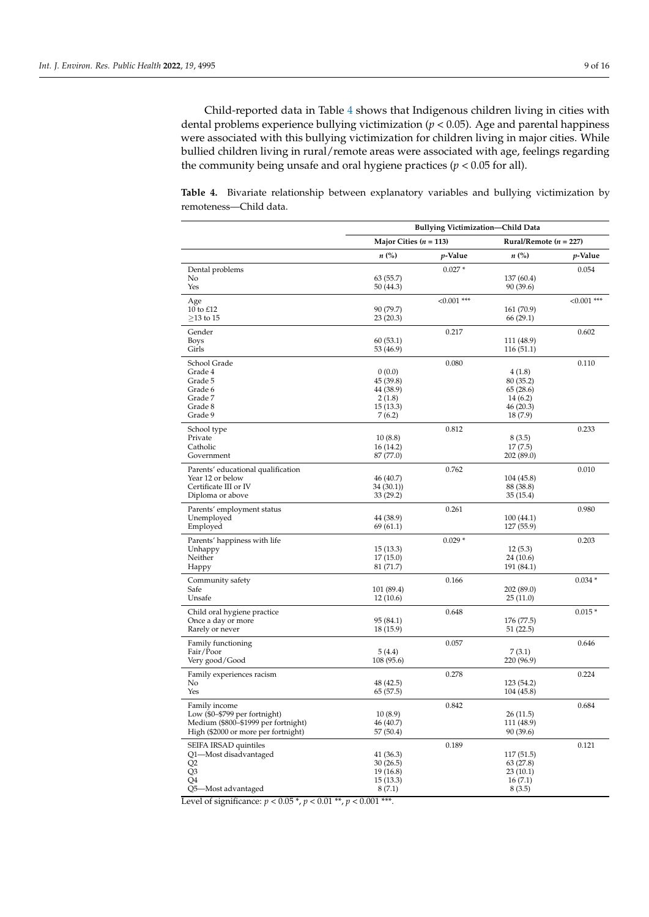Child-reported data in Table 4 shows that Indigenous children living in cities with dental problems experience bullying victimization ($p < 0.05$). Age and parental happiness were associated with this bullying victimization for children living in major cities. While bullied children living in rural/remote areas were associated with age, feelings regarding the community being unsafe and oral hygiene practices ($p < 0.05$ for all).

**Table 4.** Bivariate relationship between explanatory variables and bullying victimization by remoteness—Child data.

| | Bullying Victimization—Child Data | | | |
|---|---|---|---|---|
| | Major Cities ($n$ = 113) | | Rural/Remote ($n$ = 227) | |
| | $n$ (%) | $p$-Value | $n$ (%) | $p$-Value |
| Dental problems | | 0.027 * | | 0.054 |
| No | 63 (55.7) | | 137 (60.4) | |
| Yes | 50 (44.3) | | 90 (39.6) | |
| Age | | <0.001 *** | | <0.001 *** |
| 10 to £12 | 90 (79.7) | | 161 (70.9) | |
| ≥13 to 15 | 23 (20.3) | | 66 (29.1) | |
| Gender | | 0.217 | | 0.602 |
| Boys | 60 (53.1) | | 111 (48.9) | |
| Girls | 53 (46.9) | | 116 (51.1) | |
| School Grade | | 0.080 | | 0.110 |
| Grade 4 | 0 (0.0) | | 4 (1.8) | |
| Grade 5 | 45 (39.8) | | 80 (35.2) | |
| Grade 6 | 44 (38.9) | | 65 (28.6) | |
| Grade 7 | 2 (1.8) | | 14 (6.2) | |
| Grade 8 | 15 (13.3) | | 46 (20.3) | |
| Grade 9 | 7 (6.2) | | 18 (7.9) | |
| School type | | 0.812 | | 0.233 |
| Private | 10 (8.8) | | 8 (3.5) | |
| Catholic | 16 (14.2) | | 17 (7.5) | |
| Government | 87 (77.0) | | 202 (89.0) | |
| Parents' educational qualification | | 0.762 | | 0.010 |
| Year 12 or below | 46 (40.7) | | 104 (45.8) | |
| Certificate III or IV | 34 (30.1)) | | 88 (38.8) | |
| Diploma or above | 33 (29.2) | | 35 (15.4) | |
| Parents' employment status | | 0.261 | | 0.980 |
| Unemployed | 44 (38.9) | | 100 (44.1) | |
| Employed | 69 (61.1) | | 127 (55.9) | |
| Parents' happiness with life | | 0.029 * | | 0.203 |
| Unhappy | 15 (13.3) | | 12 (5.3) | |
| Neither | 17 (15.0) | | 24 (10.6) | |
| Happy | 81 (71.7) | | 191 (84.1) | |
| Community safety | | 0.166 | | 0.034 * |
| Safe | 101 (89.4) | | 202 (89.0) | |
| Unsafe | 12 (10.6) | | 25 (11.0) | |
| Child oral hygiene practice | | 0.648 | | 0.015 * |
| Once a day or more | 95 (84.1) | | 176 (77.5) | |
| Rarely or never | 18 (15.9) | | 51 (22.5) | |
| Family functioning | | 0.057 | | 0.646 |
| Fair/Poor | 5 (4.4) | | 7 (3.1) | |
| Very good/Good | 108 (95.6) | | 220 (96.9) | |
| Family experiences racism | | 0.278 | | 0.224 |
| No | 48 (42.5) | | 123 (54.2) | |
| Yes | 65 (57.5) | | 104 (45.8) | |
| Family income | | 0.842 | | 0.684 |
| Low ($0–$799 per fortnight) | 10 (8.9) | | 26 (11.5) | |
| Medium ($800–$1999 per fortnight) | 46 (40.7) | | 111 (48.9) | |
| High ($2000 or more per fortnight) | 57 (50.4) | | 90 (39.6) | |
| SEIFA IRSAD quintiles | | 0.189 | | 0.121 |
| Q1—Most disadvantaged | 41 (36.3) | | 117 (51.5) | |
| Q2 | 30 (26.5) | | 63 (27.8) | |
| Q3 | 19 (16.8) | | 23 (10.1) | |
| Q4 | 15 (13.3) | | 16 (7.1) | |
| Q5—Most advantaged | 8 (7.1) | | 8 (3.5) | |

Level of significance: $p < 0.05$ *, $p < 0.01$ **, $p < 0.001$ ***.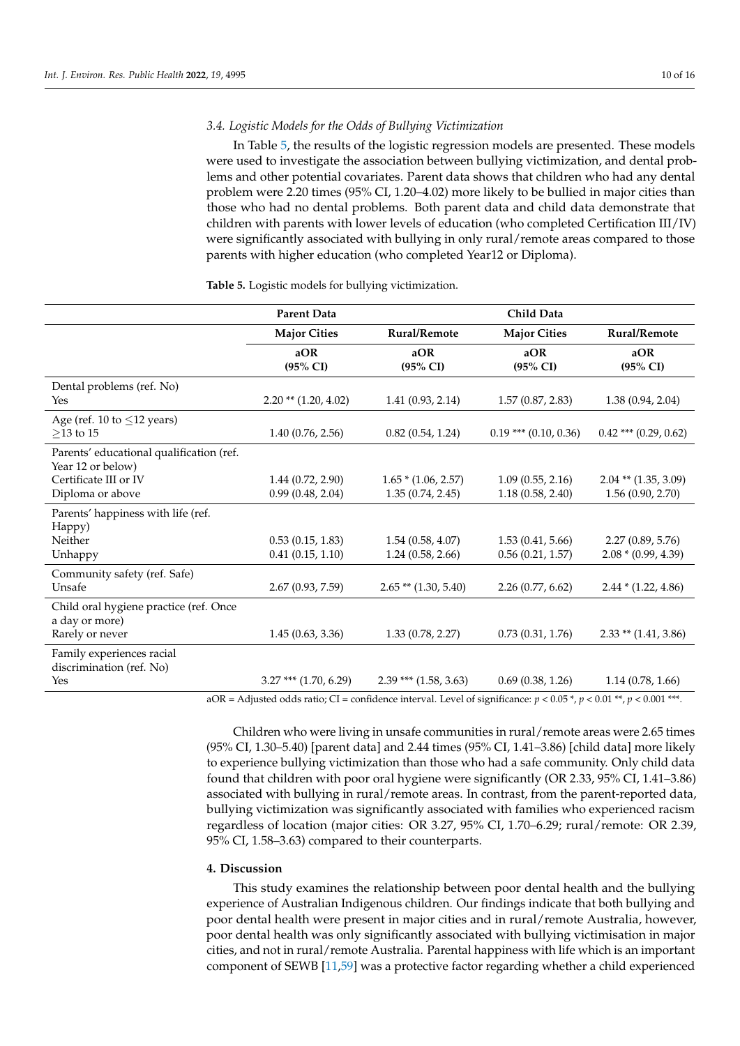### 3.4. Logistic Models for the Odds of Bullying Victimization

In Table 5, the results of the logistic regression models are presented. These models were used to investigate the association between bullying victimization, and dental problems and other potential covariates. Parent data shows that children who had any dental problem were 2.20 times (95% CI, 1.20–4.02) more likely to be bullied in major cities than those who had no dental problems. Both parent data and child data demonstrate that children with parents with lower levels of education (who completed Certification III/IV) were significantly associated with bullying in only rural/remote areas compared to those parents with higher education (who completed Year12 or Diploma).

**Table 5.** Logistic models for bullying victimization.

| | **Parent Data** | | **Child Data** | |
|---|---|---|---|---|
| | **Major Cities** | **Rural/Remote** | **Major Cities** | **Rural/Remote** |
| | **aOR (95% CI)** | **aOR (95% CI)** | **aOR (95% CI)** | **aOR (95% CI)** |
| Dental problems (ref. No) | | | | |
| Yes | 2.20 ** (1.20, 4.02) | 1.41 (0.93, 2.14) | 1.57 (0.87, 2.83) | 1.38 (0.94, 2.04) |
| Age (ref. 10 to ≤12 years) | | | | |
| ≥13 to 15 | 1.40 (0.76, 2.56) | 0.82 (0.54, 1.24) | 0.19 *** (0.10, 0.36) | 0.42 *** (0.29, 0.62) |
| Parents' educational qualification (ref. Year 12 or below) | | | | |
| Certificate III or IV | 1.44 (0.72, 2.90) | 1.65 * (1.06, 2.57) | 1.09 (0.55, 2.16) | 2.04 ** (1.35, 3.09) |
| Diploma or above | 0.99 (0.48, 2.04) | 1.35 (0.74, 2.45) | 1.18 (0.58, 2.40) | 1.56 (0.90, 2.70) |
| Parents' happiness with life (ref. Happy) | | | | |
| Neither | 0.53 (0.15, 1.83) | 1.54 (0.58, 4.07) | 1.53 (0.41, 5.66) | 2.27 (0.89, 5.76) |
| Unhappy | 0.41 (0.15, 1.10) | 1.24 (0.58, 2.66) | 0.56 (0.21, 1.57) | 2.08 * (0.99, 4.39) |
| Community safety (ref. Safe) | | | | |
| Unsafe | 2.67 (0.93, 7.59) | 2.65 ** (1.30, 5.40) | 2.26 (0.77, 6.62) | 2.44 * (1.22, 4.86) |
| Child oral hygiene practice (ref. Once a day or more) | | | | |
| Rarely or never | 1.45 (0.63, 3.36) | 1.33 (0.78, 2.27) | 0.73 (0.31, 1.76) | 2.33 ** (1.41, 3.86) |
| Family experiences racial discrimination (ref. No) | | | | |
| Yes | 3.27 *** (1.70, 6.29) | 2.39 *** (1.58, 3.63) | 0.69 (0.38, 1.26) | 1.14 (0.78, 1.66) |

aOR = Adjusted odds ratio; CI = confidence interval. Level of significance: $p < 0.05$ *, $p < 0.01$ **, $p < 0.001$ ***.

Children who were living in unsafe communities in rural/remote areas were 2.65 times (95% CI, 1.30–5.40) [parent data] and 2.44 times (95% CI, 1.41–3.86) [child data] more likely to experience bullying victimization than those who had a safe community. Only child data found that children with poor oral hygiene were significantly (OR 2.33, 95% CI, 1.41–3.86) associated with bullying in rural/remote areas. In contrast, from the parent-reported data, bullying victimization was significantly associated with families who experienced racism regardless of location (major cities: OR 3.27, 95% CI, 1.70–6.29; rural/remote: OR 2.39, 95% CI, 1.58–3.63) compared to their counterparts.

## 4. Discussion

This study examines the relationship between poor dental health and the bullying experience of Australian Indigenous children. Our findings indicate that both bullying and poor dental health were present in major cities and in rural/remote Australia, however, poor dental health was only significantly associated with bullying victimisation in major cities, and not in rural/remote Australia. Parental happiness with life which is an important component of SEWB [11,59] was a protective factor regarding whether a child experienced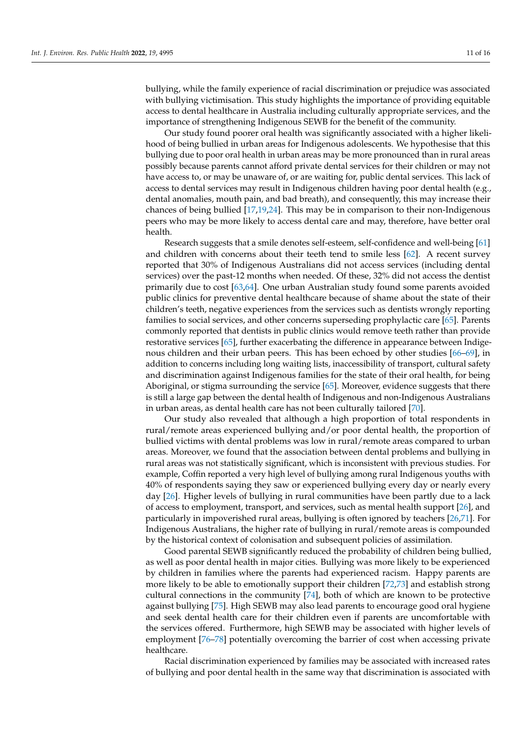bullying, while the family experience of racial discrimination or prejudice was associated with bullying victimisation. This study highlights the importance of providing equitable access to dental healthcare in Australia including culturally appropriate services, and the importance of strengthening Indigenous SEWB for the benefit of the community.

Our study found poorer oral health was significantly associated with a higher likelihood of being bullied in urban areas for Indigenous adolescents. We hypothesise that this bullying due to poor oral health in urban areas may be more pronounced than in rural areas possibly because parents cannot afford private dental services for their children or may not have access to, or may be unaware of, or are waiting for, public dental services. This lack of access to dental services may result in Indigenous children having poor dental health (e.g., dental anomalies, mouth pain, and bad breath), and consequently, this may increase their chances of being bullied [17,19,24]. This may be in comparison to their non-Indigenous peers who may be more likely to access dental care and may, therefore, have better oral health.

Research suggests that a smile denotes self-esteem, self-confidence and well-being [61] and children with concerns about their teeth tend to smile less [62]. A recent survey reported that 30% of Indigenous Australians did not access services (including dental services) over the past-12 months when needed. Of these, 32% did not access the dentist primarily due to cost [63,64]. One urban Australian study found some parents avoided public clinics for preventive dental healthcare because of shame about the state of their children's teeth, negative experiences from the services such as dentists wrongly reporting families to social services, and other concerns superseding prophylactic care [65]. Parents commonly reported that dentists in public clinics would remove teeth rather than provide restorative services [65], further exacerbating the difference in appearance between Indigenous children and their urban peers. This has been echoed by other studies [66–69], in addition to concerns including long waiting lists, inaccessibility of transport, cultural safety and discrimination against Indigenous families for the state of their oral health, for being Aboriginal, or stigma surrounding the service [65]. Moreover, evidence suggests that there is still a large gap between the dental health of Indigenous and non-Indigenous Australians in urban areas, as dental health care has not been culturally tailored [70].

Our study also revealed that although a high proportion of total respondents in rural/remote areas experienced bullying and/or poor dental health, the proportion of bullied victims with dental problems was low in rural/remote areas compared to urban areas. Moreover, we found that the association between dental problems and bullying in rural areas was not statistically significant, which is inconsistent with previous studies. For example, Coffin reported a very high level of bullying among rural Indigenous youths with 40% of respondents saying they saw or experienced bullying every day or nearly every day [26]. Higher levels of bullying in rural communities have been partly due to a lack of access to employment, transport, and services, such as mental health support [26], and particularly in impoverished rural areas, bullying is often ignored by teachers [26,71]. For Indigenous Australians, the higher rate of bullying in rural/remote areas is compounded by the historical context of colonisation and subsequent policies of assimilation.

Good parental SEWB significantly reduced the probability of children being bullied, as well as poor dental health in major cities. Bullying was more likely to be experienced by children in families where the parents had experienced racism. Happy parents are more likely to be able to emotionally support their children [72,73] and establish strong cultural connections in the community [74], both of which are known to be protective against bullying [75]. High SEWB may also lead parents to encourage good oral hygiene and seek dental health care for their children even if parents are uncomfortable with the services offered. Furthermore, high SEWB may be associated with higher levels of employment [76–78] potentially overcoming the barrier of cost when accessing private healthcare.

Racial discrimination experienced by families may be associated with increased rates of bullying and poor dental health in the same way that discrimination is associated with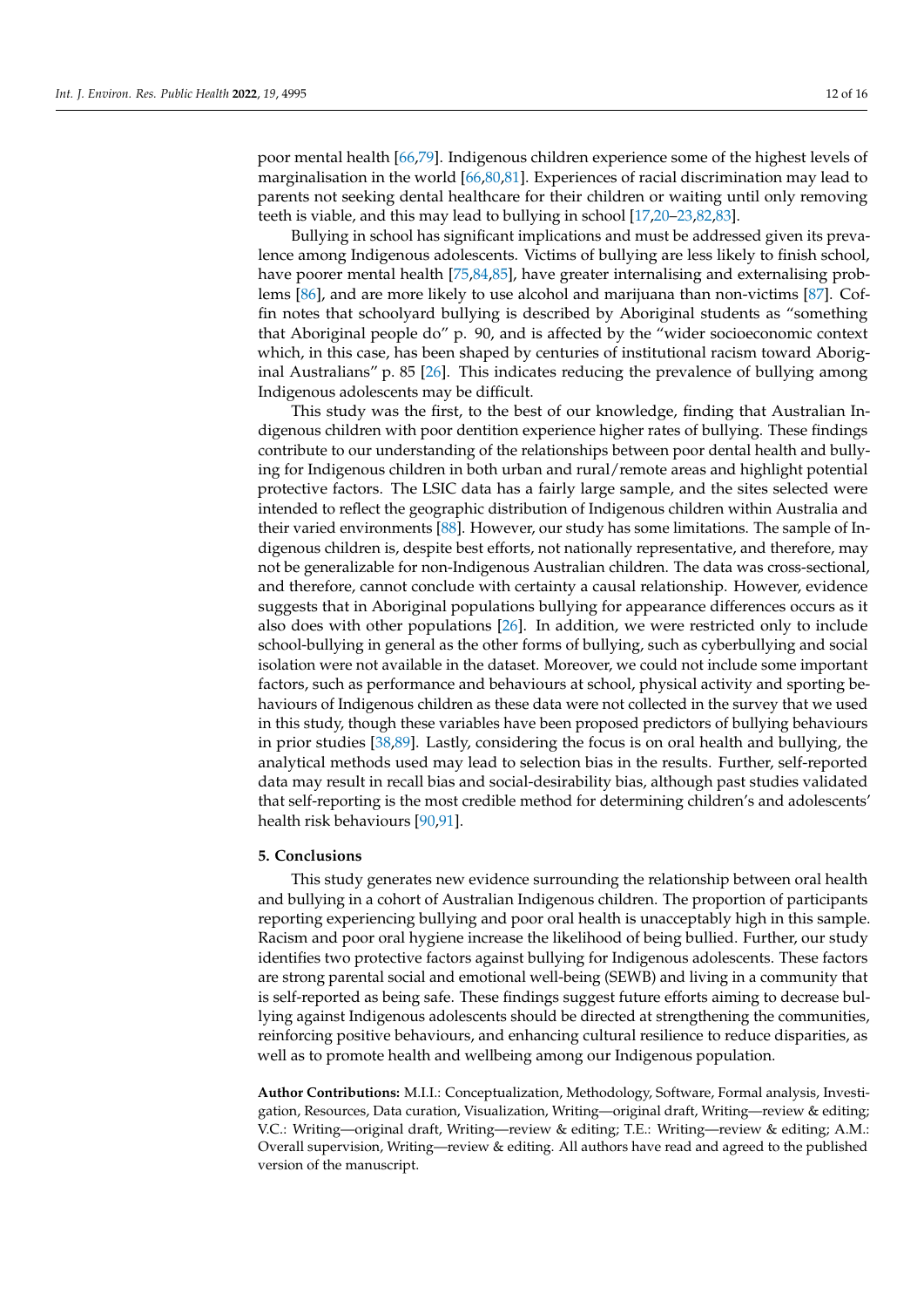poor mental health [66,79]. Indigenous children experience some of the highest levels of marginalisation in the world [66,80,81]. Experiences of racial discrimination may lead to parents not seeking dental healthcare for their children or waiting until only removing teeth is viable, and this may lead to bullying in school [17,20–23,82,83].

Bullying in school has significant implications and must be addressed given its prevalence among Indigenous adolescents. Victims of bullying are less likely to finish school, have poorer mental health [75,84,85], have greater internalising and externalising problems [86], and are more likely to use alcohol and marijuana than non-victims [87]. Coffin notes that schoolyard bullying is described by Aboriginal students as "something that Aboriginal people do" p. 90, and is affected by the "wider socioeconomic context which, in this case, has been shaped by centuries of institutional racism toward Aboriginal Australians" p. 85 [26]. This indicates reducing the prevalence of bullying among Indigenous adolescents may be difficult.

This study was the first, to the best of our knowledge, finding that Australian Indigenous children with poor dentition experience higher rates of bullying. These findings contribute to our understanding of the relationships between poor dental health and bullying for Indigenous children in both urban and rural/remote areas and highlight potential protective factors. The LSIC data has a fairly large sample, and the sites selected were intended to reflect the geographic distribution of Indigenous children within Australia and their varied environments [88]. However, our study has some limitations. The sample of Indigenous children is, despite best efforts, not nationally representative, and therefore, may not be generalizable for non-Indigenous Australian children. The data was cross-sectional, and therefore, cannot conclude with certainty a causal relationship. However, evidence suggests that in Aboriginal populations bullying for appearance differences occurs as it also does with other populations [26]. In addition, we were restricted only to include school-bullying in general as the other forms of bullying, such as cyberbullying and social isolation were not available in the dataset. Moreover, we could not include some important factors, such as performance and behaviours at school, physical activity and sporting behaviours of Indigenous children as these data were not collected in the survey that we used in this study, though these variables have been proposed predictors of bullying behaviours in prior studies [38,89]. Lastly, considering the focus is on oral health and bullying, the analytical methods used may lead to selection bias in the results. Further, self-reported data may result in recall bias and social-desirability bias, although past studies validated that self-reporting is the most credible method for determining children's and adolescents' health risk behaviours [90,91].

## 5. Conclusions

This study generates new evidence surrounding the relationship between oral health and bullying in a cohort of Australian Indigenous children. The proportion of participants reporting experiencing bullying and poor oral health is unacceptably high in this sample. Racism and poor oral hygiene increase the likelihood of being bullied. Further, our study identifies two protective factors against bullying for Indigenous adolescents. These factors are strong parental social and emotional well-being (SEWB) and living in a community that is self-reported as being safe. These findings suggest future efforts aiming to decrease bullying against Indigenous adolescents should be directed at strengthening the communities, reinforcing positive behaviours, and enhancing cultural resilience to reduce disparities, as well as to promote health and wellbeing among our Indigenous population.

**Author Contributions:** M.I.I.: Conceptualization, Methodology, Software, Formal analysis, Investigation, Resources, Data curation, Visualization, Writing—original draft, Writing—review & editing; V.C.: Writing—original draft, Writing—review & editing; T.E.: Writing—review & editing; A.M.: Overall supervision, Writing—review & editing. All authors have read and agreed to the published version of the manuscript.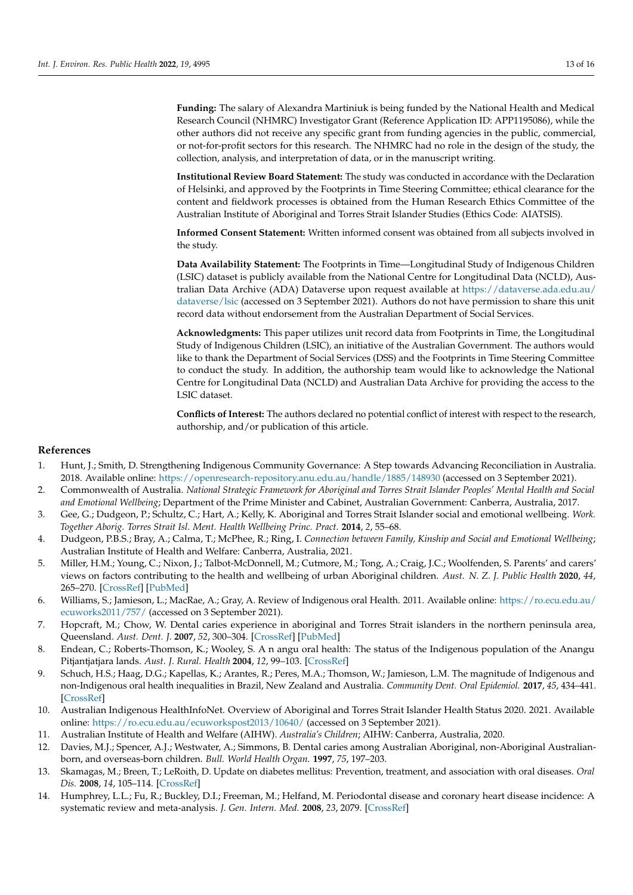**Funding:** The salary of Alexandra Martiniuk is being funded by the National Health and Medical Research Council (NHMRC) Investigator Grant (Reference Application ID: APP1195086), while the other authors did not receive any specific grant from funding agencies in the public, commercial, or not-for-profit sectors for this research. The NHMRC had no role in the design of the study, the collection, analysis, and interpretation of data, or in the manuscript writing.

**Institutional Review Board Statement:** The study was conducted in accordance with the Declaration of Helsinki, and approved by the Footprints in Time Steering Committee; ethical clearance for the content and fieldwork processes is obtained from the Human Research Ethics Committee of the Australian Institute of Aboriginal and Torres Strait Islander Studies (Ethics Code: AIATSIS).

**Informed Consent Statement:** Written informed consent was obtained from all subjects involved in the study.

**Data Availability Statement:** The Footprints in Time—Longitudinal Study of Indigenous Children (LSIC) dataset is publicly available from the National Centre for Longitudinal Data (NCLD), Australian Data Archive (ADA) Dataverse upon request available at https://dataverse.ada.edu.au/dataverse/lsic (accessed on 3 September 2021). Authors do not have permission to share this unit record data without endorsement from the Australian Department of Social Services.

**Acknowledgments:** This paper utilizes unit record data from Footprints in Time, the Longitudinal Study of Indigenous Children (LSIC), an initiative of the Australian Government. The authors would like to thank the Department of Social Services (DSS) and the Footprints in Time Steering Committee to conduct the study. In addition, the authorship team would like to acknowledge the National Centre for Longitudinal Data (NCLD) and Australian Data Archive for providing the access to the LSIC dataset.

**Conflicts of Interest:** The authors declared no potential conflict of interest with respect to the research, authorship, and/or publication of this article.

## References

1. Hunt, J.; Smith, D. Strengthening Indigenous Community Governance: A Step towards Advancing Reconciliation in Australia. 2018. Available online: https://openresearch-repository.anu.edu.au/handle/1885/148930 (accessed on 3 September 2021).
2. Commonwealth of Australia. *National Strategic Framework for Aboriginal and Torres Strait Islander Peoples' Mental Health and Social and Emotional Wellbeing*; Department of the Prime Minister and Cabinet, Australian Government: Canberra, Australia, 2017.
3. Gee, G.; Dudgeon, P.; Schultz, C.; Hart, A.; Kelly, K. Aboriginal and Torres Strait Islander social and emotional wellbeing. *Work. Together Aborig. Torres Strait Isl. Ment. Health Wellbeing Princ. Pract.* **2014**, *2*, 55–68.
4. Dudgeon, P.B.S.; Bray, A.; Calma, T.; McPhee, R.; Ring, I. *Connection between Family, Kinship and Social and Emotional Wellbeing*; Australian Institute of Health and Welfare: Canberra, Australia, 2021.
5. Miller, H.M.; Young, C.; Nixon, J.; Talbot-McDonnell, M.; Cutmore, M.; Tong, A.; Craig, J.C.; Woolfenden, S. Parents' and carers' views on factors contributing to the health and wellbeing of urban Aboriginal children. *Aust. N. Z. J. Public Health* **2020**, *44*, 265–270. [CrossRef] [PubMed]
6. Williams, S.; Jamieson, L.; MacRae, A.; Gray, A. Review of Indigenous oral Health. 2011. Available online: https://ro.ecu.edu.au/ecuworks2011/757/ (accessed on 3 September 2021).
7. Hopcraft, M.; Chow, W. Dental caries experience in aboriginal and Torres Strait islanders in the northern peninsula area, Queensland. *Aust. Dent. J.* **2007**, *52*, 300–304. [CrossRef] [PubMed]
8. Endean, C.; Roberts-Thomson, K.; Wooley, S. A n angu oral health: The status of the Indigenous population of the Anangu Pitjantjatjara lands. *Aust. J. Rural. Health* **2004**, *12*, 99–103. [CrossRef]
9. Schuch, H.S.; Haag, D.G.; Kapellas, K.; Arantes, R.; Peres, M.A.; Thomson, W.; Jamieson, L.M. The magnitude of Indigenous and non-Indigenous oral health inequalities in Brazil, New Zealand and Australia. *Community Dent. Oral Epidemiol.* **2017**, *45*, 434–441. [CrossRef]
10. Australian Indigenous HealthInfoNet. Overview of Aboriginal and Torres Strait Islander Health Status 2020. 2021. Available online: https://ro.ecu.edu.au/ecuworkspost2013/10640/ (accessed on 3 September 2021).
11. Australian Institute of Health and Welfare (AIHW). *Australia's Children*; AIHW: Canberra, Australia, 2020.
12. Davies, M.J.; Spencer, A.J.; Westwater, A.; Simmons, B. Dental caries among Australian Aboriginal, non-Aboriginal Australian-born, and overseas-born children. *Bull. World Health Organ.* **1997**, *75*, 197–203.
13. Skamagas, M.; Breen, T.; LeRoith, D. Update on diabetes mellitus: Prevention, treatment, and association with oral diseases. *Oral Dis.* **2008**, *14*, 105–114. [CrossRef]
14. Humphrey, L.L.; Fu, R.; Buckley, D.I.; Freeman, M.; Helfand, M. Periodontal disease and coronary heart disease incidence: A systematic review and meta-analysis. *J. Gen. Intern. Med.* **2008**, *23*, 2079. [CrossRef]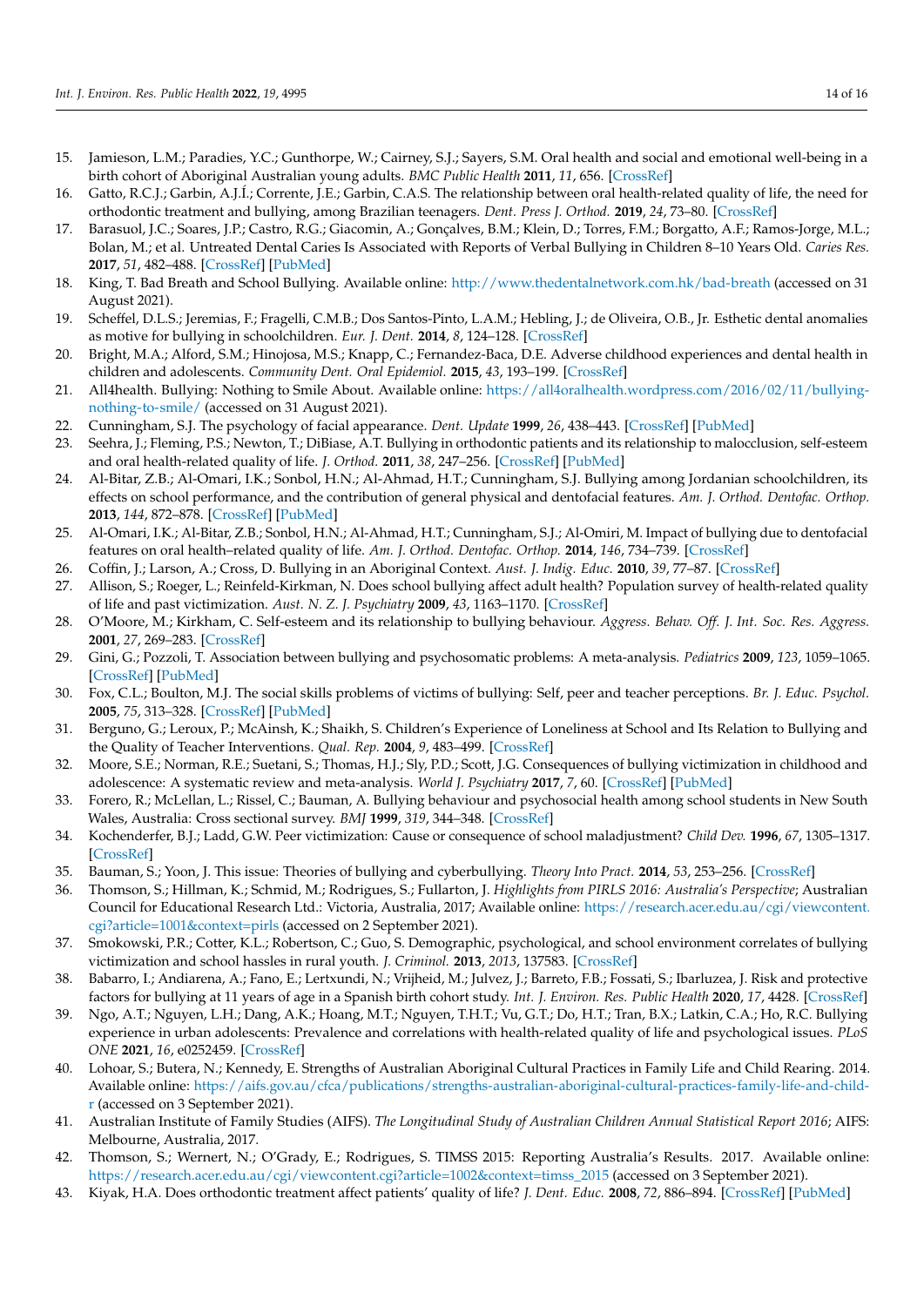15. Jamieson, L.M.; Paradies, Y.C.; Gunthorpe, W.; Cairney, S.J.; Sayers, S.M. Oral health and social and emotional well-being in a birth cohort of Aboriginal Australian young adults. *BMC Public Health* **2011**, *11*, 656. [CrossRef]
16. Gatto, R.C.J.; Garbin, A.J.Í.; Corrente, J.E.; Garbin, C.A.S. The relationship between oral health-related quality of life, the need for orthodontic treatment and bullying, among Brazilian teenagers. *Dent. Press J. Orthod.* **2019**, *24*, 73–80. [CrossRef]
17. Barasuol, J.C.; Soares, J.P.; Castro, R.G.; Giacomin, A.; Gonçalves, B.M.; Klein, D.; Torres, F.M.; Borgatto, A.F.; Ramos-Jorge, M.L.; Bolan, M.; et al. Untreated Dental Caries Is Associated with Reports of Verbal Bullying in Children 8–10 Years Old. *Caries Res.* **2017**, *51*, 482–488. [CrossRef] [PubMed]
18. King, T. Bad Breath and School Bullying. Available online: http://www.thedentalnetwork.com.hk/bad-breath (accessed on 31 August 2021).
19. Scheffel, D.L.S.; Jeremias, F.; Fragelli, C.M.B.; Dos Santos-Pinto, L.A.M.; Hebling, J.; de Oliveira, O.B., Jr. Esthetic dental anomalies as motive for bullying in schoolchildren. *Eur. J. Dent.* **2014**, *8*, 124–128. [CrossRef]
20. Bright, M.A.; Alford, S.M.; Hinojosa, M.S.; Knapp, C.; Fernandez-Baca, D.E. Adverse childhood experiences and dental health in children and adolescents. *Community Dent. Oral Epidemiol.* **2015**, *43*, 193–199. [CrossRef]
21. All4health. Bullying: Nothing to Smile About. Available online: https://all4oralhealth.wordpress.com/2016/02/11/bullying-nothing-to-smile/ (accessed on 31 August 2021).
22. Cunningham, S.J. The psychology of facial appearance. *Dent. Update* **1999**, *26*, 438–443. [CrossRef] [PubMed]
23. Seehra, J.; Fleming, P.S.; Newton, T.; DiBiase, A.T. Bullying in orthodontic patients and its relationship to malocclusion, self-esteem and oral health-related quality of life. *J. Orthod.* **2011**, *38*, 247–256. [CrossRef] [PubMed]
24. Al-Bitar, Z.B.; Al-Omari, I.K.; Sonbol, H.N.; Al-Ahmad, H.T.; Cunningham, S.J. Bullying among Jordanian schoolchildren, its effects on school performance, and the contribution of general physical and dentofacial features. *Am. J. Orthod. Dentofac. Orthop.* **2013**, *144*, 872–878. [CrossRef] [PubMed]
25. Al-Omari, I.K.; Al-Bitar, Z.B.; Sonbol, H.N.; Al-Ahmad, H.T.; Cunningham, S.J.; Al-Omiri, M. Impact of bullying due to dentofacial features on oral health–related quality of life. *Am. J. Orthod. Dentofac. Orthop.* **2014**, *146*, 734–739. [CrossRef]
26. Coffin, J.; Larson, A.; Cross, D. Bullying in an Aboriginal Context. *Aust. J. Indig. Educ.* **2010**, *39*, 77–87. [CrossRef]
27. Allison, S.; Roeger, L.; Reinfeld-Kirkman, N. Does school bullying affect adult health? Population survey of health-related quality of life and past victimization. *Aust. N. Z. J. Psychiatry* **2009**, *43*, 1163–1170. [CrossRef]
28. O'Moore, M.; Kirkham, C. Self-esteem and its relationship to bullying behaviour. *Aggress. Behav. Off. J. Int. Soc. Res. Aggress.* **2001**, *27*, 269–283. [CrossRef]
29. Gini, G.; Pozzoli, T. Association between bullying and psychosomatic problems: A meta-analysis. *Pediatrics* **2009**, *123*, 1059–1065. [CrossRef] [PubMed]
30. Fox, C.L.; Boulton, M.J. The social skills problems of victims of bullying: Self, peer and teacher perceptions. *Br. J. Educ. Psychol.* **2005**, *75*, 313–328. [CrossRef] [PubMed]
31. Berguno, G.; Leroux, P.; McAinsh, K.; Shaikh, S. Children's Experience of Loneliness at School and Its Relation to Bullying and the Quality of Teacher Interventions. *Qual. Rep.* **2004**, *9*, 483–499. [CrossRef]
32. Moore, S.E.; Norman, R.E.; Suetani, S.; Thomas, H.J.; Sly, P.D.; Scott, J.G. Consequences of bullying victimization in childhood and adolescence: A systematic review and meta-analysis. *World J. Psychiatry* **2017**, *7*, 60. [CrossRef] [PubMed]
33. Forero, R.; McLellan, L.; Rissel, C.; Bauman, A. Bullying behaviour and psychosocial health among school students in New South Wales, Australia: Cross sectional survey. *BMJ* **1999**, *319*, 344–348. [CrossRef]
34. Kochenderfer, B.J.; Ladd, G.W. Peer victimization: Cause or consequence of school maladjustment? *Child Dev.* **1996**, *67*, 1305–1317. [CrossRef]
35. Bauman, S.; Yoon, J. This issue: Theories of bullying and cyberbullying. *Theory Into Pract.* **2014**, *53*, 253–256. [CrossRef]
36. Thomson, S.; Hillman, K.; Schmid, M.; Rodrigues, S.; Fullarton, J. *Highlights from PIRLS 2016: Australia's Perspective*; Australian Council for Educational Research Ltd.: Victoria, Australia, 2017; Available online: https://research.acer.edu.au/cgi/viewcontent.cgi?article=1001&context=pirls (accessed on 2 September 2021).
37. Smokowski, P.R.; Cotter, K.L.; Robertson, C.; Guo, S. Demographic, psychological, and school environment correlates of bullying victimization and school hassles in rural youth. *J. Criminol.* **2013**, *2013*, 137583. [CrossRef]
38. Babarro, I.; Andiarena, A.; Fano, E.; Lertxundi, N.; Vrijheid, M.; Julvez, J.; Barreto, F.B.; Fossati, S.; Ibarluzea, J. Risk and protective factors for bullying at 11 years of age in a Spanish birth cohort study. *Int. J. Environ. Res. Public Health* **2020**, *17*, 4428. [CrossRef]
39. Ngo, A.T.; Nguyen, L.H.; Dang, A.K.; Hoang, M.T.; Nguyen, T.H.T.; Vu, G.T.; Do, H.T.; Tran, B.X.; Latkin, C.A.; Ho, R.C. Bullying experience in urban adolescents: Prevalence and correlations with health-related quality of life and psychological issues. *PLoS ONE* **2021**, *16*, e0252459. [CrossRef]
40. Lohoar, S.; Butera, N.; Kennedy, E. Strengths of Australian Aboriginal Cultural Practices in Family Life and Child Rearing. 2014. Available online: https://aifs.gov.au/cfca/publications/strengths-australian-aboriginal-cultural-practices-family-life-and-child-r (accessed on 3 September 2021).
41. Australian Institute of Family Studies (AIFS). *The Longitudinal Study of Australian Children Annual Statistical Report 2016*; AIFS: Melbourne, Australia, 2017.
42. Thomson, S.; Wernert, N.; O'Grady, E.; Rodrigues, S. TIMSS 2015: Reporting Australia's Results. 2017. Available online: https://research.acer.edu.au/cgi/viewcontent.cgi?article=1002&context=timss_2015 (accessed on 3 September 2021).
43. Kiyak, H.A. Does orthodontic treatment affect patients' quality of life? *J. Dent. Educ.* **2008**, *72*, 886–894. [CrossRef] [PubMed]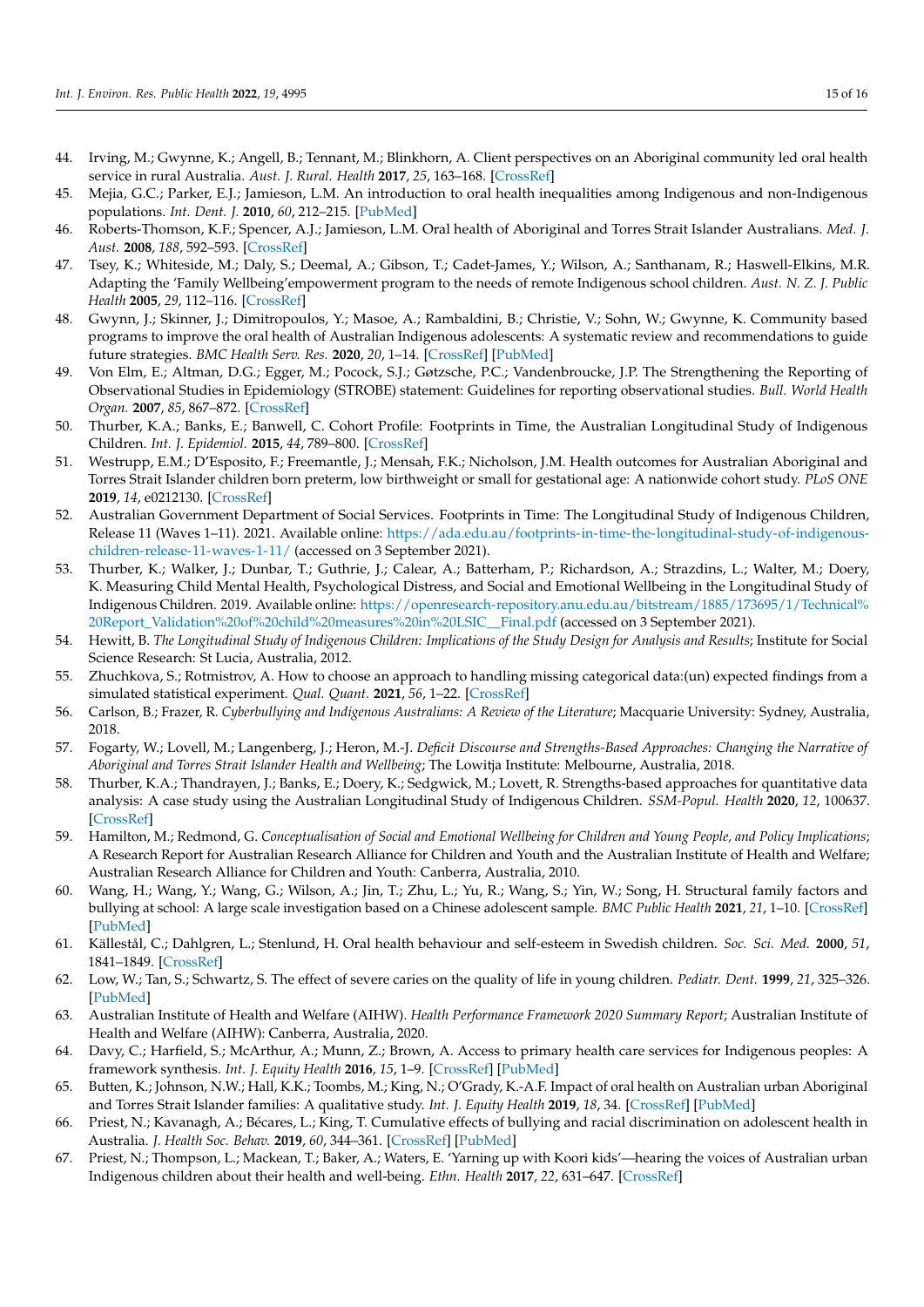44. Irving, M.; Gwynne, K.; Angell, B.; Tennant, M.; Blinkhorn, A. Client perspectives on an Aboriginal community led oral health service in rural Australia. *Aust. J. Rural. Health* **2017**, *25*, 163–168. [CrossRef]
45. Mejia, G.C.; Parker, E.J.; Jamieson, L.M. An introduction to oral health inequalities among Indigenous and non-Indigenous populations. *Int. Dent. J.* **2010**, *60*, 212–215. [PubMed]
46. Roberts-Thomson, K.F.; Spencer, A.J.; Jamieson, L.M. Oral health of Aboriginal and Torres Strait Islander Australians. *Med. J. Aust.* **2008**, *188*, 592–593. [CrossRef]
47. Tsey, K.; Whiteside, M.; Daly, S.; Deemal, A.; Gibson, T.; Cadet-James, Y.; Wilson, A.; Santhanam, R.; Haswell-Elkins, M.R. Adapting the 'Family Wellbeing'empowerment program to the needs of remote Indigenous school children. *Aust. N. Z. J. Public Health* **2005**, *29*, 112–116. [CrossRef]
48. Gwynn, J.; Skinner, J.; Dimitropoulos, Y.; Masoe, A.; Rambaldini, B.; Christie, V.; Sohn, W.; Gwynne, K. Community based programs to improve the oral health of Australian Indigenous adolescents: A systematic review and recommendations to guide future strategies. *BMC Health Serv. Res.* **2020**, *20*, 1–14. [CrossRef] [PubMed]
49. Von Elm, E.; Altman, D.G.; Egger, M.; Pocock, S.J.; Gøtzsche, P.C.; Vandenbroucke, J.P. The Strengthening the Reporting of Observational Studies in Epidemiology (STROBE) statement: Guidelines for reporting observational studies. *Bull. World Health Organ.* **2007**, *85*, 867–872. [CrossRef]
50. Thurber, K.A.; Banks, E.; Banwell, C. Cohort Profile: Footprints in Time, the Australian Longitudinal Study of Indigenous Children. *Int. J. Epidemiol.* **2015**, *44*, 789–800. [CrossRef]
51. Westrupp, E.M.; D'Esposito, F.; Freemantle, J.; Mensah, F.K.; Nicholson, J.M. Health outcomes for Australian Aboriginal and Torres Strait Islander children born preterm, low birthweight or small for gestational age: A nationwide cohort study. *PLoS ONE* **2019**, *14*, e0212130. [CrossRef]
52. Australian Government Department of Social Services. Footprints in Time: The Longitudinal Study of Indigenous Children, Release 11 (Waves 1–11). 2021. Available online: https://ada.edu.au/footprints-in-time-the-longitudinal-study-of-indigenous-children-release-11-waves-1-11/ (accessed on 3 September 2021).
53. Thurber, K.; Walker, J.; Dunbar, T.; Guthrie, J.; Calear, A.; Batterham, P.; Richardson, A.; Strazdins, L.; Walter, M.; Doery, K. Measuring Child Mental Health, Psychological Distress, and Social and Emotional Wellbeing in the Longitudinal Study of Indigenous Children. 2019. Available online: https://openresearch-repository.anu.edu.au/bitstream/1885/173695/1/Technical%20Report_Validation%20of%20child%20measures%20in%20LSIC__Final.pdf (accessed on 3 September 2021).
54. Hewitt, B. *The Longitudinal Study of Indigenous Children: Implications of the Study Design for Analysis and Results*; Institute for Social Science Research: St Lucia, Australia, 2012.
55. Zhuchkova, S.; Rotmistrov, A. How to choose an approach to handling missing categorical data:(un) expected findings from a simulated statistical experiment. *Qual. Quant.* **2021**, *56*, 1–22. [CrossRef]
56. Carlson, B.; Frazer, R. *Cyberbullying and Indigenous Australians: A Review of the Literature*; Macquarie University: Sydney, Australia, 2018.
57. Fogarty, W.; Lovell, M.; Langenberg, J.; Heron, M.-J. *Deficit Discourse and Strengths-Based Approaches: Changing the Narrative of Aboriginal and Torres Strait Islander Health and Wellbeing*; The Lowitja Institute: Melbourne, Australia, 2018.
58. Thurber, K.A.; Thandrayen, J.; Banks, E.; Doery, K.; Sedgwick, M.; Lovett, R. Strengths-based approaches for quantitative data analysis: A case study using the Australian Longitudinal Study of Indigenous Children. *SSM-Popul. Health* **2020**, *12*, 100637. [CrossRef]
59. Hamilton, M.; Redmond, G. *Conceptualisation of Social and Emotional Wellbeing for Children and Young People, and Policy Implications*; A Research Report for Australian Research Alliance for Children and Youth and the Australian Institute of Health and Welfare; Australian Research Alliance for Children and Youth: Canberra, Australia, 2010.
60. Wang, H.; Wang, Y.; Wang, G.; Wilson, A.; Jin, T.; Zhu, L.; Yu, R.; Wang, S.; Yin, W.; Song, H. Structural family factors and bullying at school: A large scale investigation based on a Chinese adolescent sample. *BMC Public Health* **2021**, *21*, 1–10. [CrossRef] [PubMed]
61. Källestål, C.; Dahlgren, L.; Stenlund, H. Oral health behaviour and self-esteem in Swedish children. *Soc. Sci. Med.* **2000**, *51*, 1841–1849. [CrossRef]
62. Low, W.; Tan, S.; Schwartz, S. The effect of severe caries on the quality of life in young children. *Pediatr. Dent.* **1999**, *21*, 325–326. [PubMed]
63. Australian Institute of Health and Welfare (AIHW). *Health Performance Framework 2020 Summary Report*; Australian Institute of Health and Welfare (AIHW): Canberra, Australia, 2020.
64. Davy, C.; Harfield, S.; McArthur, A.; Munn, Z.; Brown, A. Access to primary health care services for Indigenous peoples: A framework synthesis. *Int. J. Equity Health* **2016**, *15*, 1–9. [CrossRef] [PubMed]
65. Butten, K.; Johnson, N.W.; Hall, K.K.; Toombs, M.; King, N.; O'Grady, K.-A.F. Impact of oral health on Australian urban Aboriginal and Torres Strait Islander families: A qualitative study. *Int. J. Equity Health* **2019**, *18*, 34. [CrossRef] [PubMed]
66. Priest, N.; Kavanagh, A.; Bécares, L.; King, T. Cumulative effects of bullying and racial discrimination on adolescent health in Australia. *J. Health Soc. Behav.* **2019**, *60*, 344–361. [CrossRef] [PubMed]
67. Priest, N.; Thompson, L.; Mackean, T.; Baker, A.; Waters, E. 'Yarning up with Koori kids'—hearing the voices of Australian urban Indigenous children about their health and well-being. *Ethn. Health* **2017**, *22*, 631–647. [CrossRef]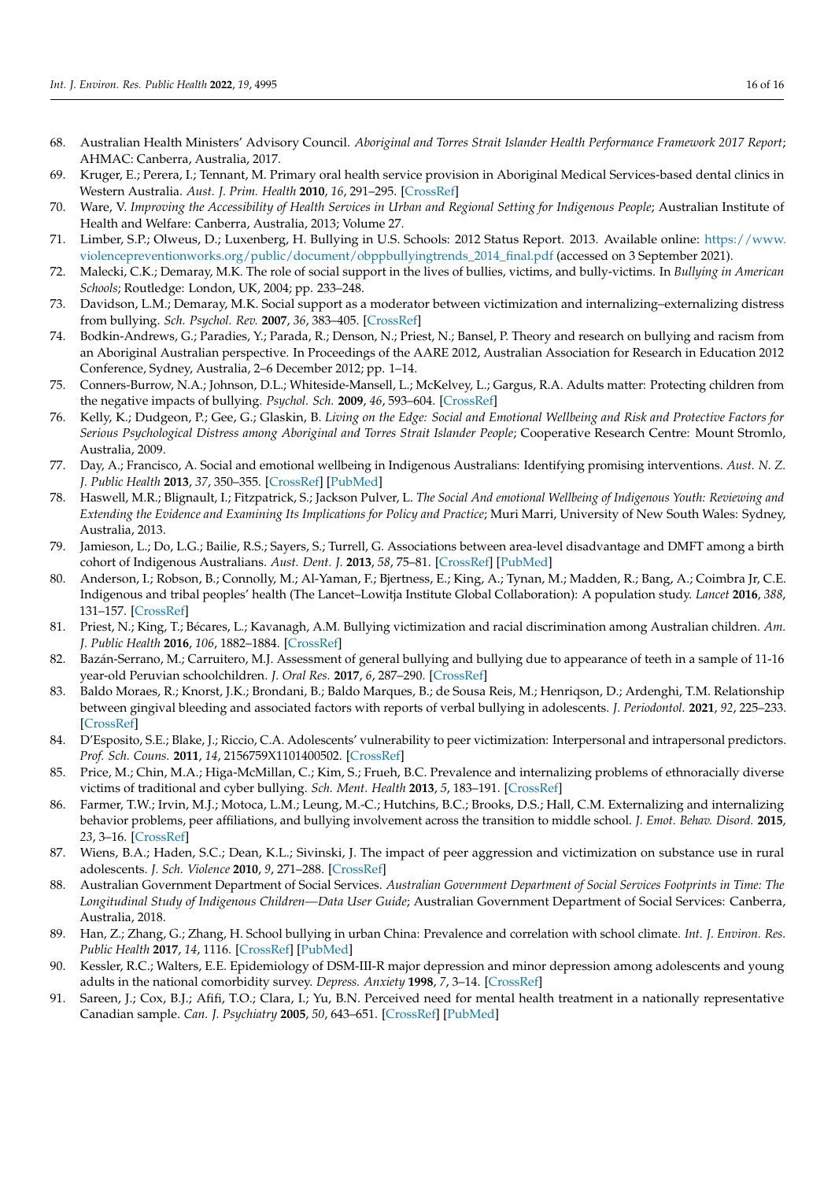68. Australian Health Ministers' Advisory Council. *Aboriginal and Torres Strait Islander Health Performance Framework 2017 Report*; AHMAC: Canberra, Australia, 2017.
69. Kruger, E.; Perera, I.; Tennant, M. Primary oral health service provision in Aboriginal Medical Services-based dental clinics in Western Australia. *Aust. J. Prim. Health* **2010**, *16*, 291–295. [CrossRef]
70. Ware, V. *Improving the Accessibility of Health Services in Urban and Regional Setting for Indigenous People*; Australian Institute of Health and Welfare: Canberra, Australia, 2013; Volume 27.
71. Limber, S.P.; Olweus, D.; Luxenberg, H. Bullying in U.S. Schools: 2012 Status Report. 2013. Available online: https://www.violencepreventionworks.org/public/document/obppbullyingtrends_2014_final.pdf (accessed on 3 September 2021).
72. Malecki, C.K.; Demaray, M.K. The role of social support in the lives of bullies, victims, and bully-victims. In *Bullying in American Schools*; Routledge: London, UK, 2004; pp. 233–248.
73. Davidson, L.M.; Demaray, M.K. Social support as a moderator between victimization and internalizing–externalizing distress from bullying. *Sch. Psychol. Rev.* **2007**, *36*, 383–405. [CrossRef]
74. Bodkin-Andrews, G.; Paradies, Y.; Parada, R.; Denson, N.; Priest, N.; Bansel, P. Theory and research on bullying and racism from an Aboriginal Australian perspective. In Proceedings of the AARE 2012, Australian Association for Research in Education 2012 Conference, Sydney, Australia, 2–6 December 2012; pp. 1–14.
75. Conners-Burrow, N.A.; Johnson, D.L.; Whiteside-Mansell, L.; McKelvey, L.; Gargus, R.A. Adults matter: Protecting children from the negative impacts of bullying. *Psychol. Sch.* **2009**, *46*, 593–604. [CrossRef]
76. Kelly, K.; Dudgeon, P.; Gee, G.; Glaskin, B. *Living on the Edge: Social and Emotional Wellbeing and Risk and Protective Factors for Serious Psychological Distress among Aboriginal and Torres Strait Islander People*; Cooperative Research Centre: Mount Stromlo, Australia, 2009.
77. Day, A.; Francisco, A. Social and emotional wellbeing in Indigenous Australians: Identifying promising interventions. *Aust. N. Z. J. Public Health* **2013**, *37*, 350–355. [CrossRef] [PubMed]
78. Haswell, M.R.; Blignault, I.; Fitzpatrick, S.; Jackson Pulver, L. *The Social And emotional Wellbeing of Indigenous Youth: Reviewing and Extending the Evidence and Examining Its Implications for Policy and Practice*; Muri Marri, University of New South Wales: Sydney, Australia, 2013.
79. Jamieson, L.; Do, L.G.; Bailie, R.S.; Sayers, S.; Turrell, G. Associations between area-level disadvantage and DMFT among a birth cohort of Indigenous Australians. *Aust. Dent. J.* **2013**, *58*, 75–81. [CrossRef] [PubMed]
80. Anderson, I.; Robson, B.; Connolly, M.; Al-Yaman, F.; Bjertness, E.; King, A.; Tynan, M.; Madden, R.; Bang, A.; Coimbra Jr, C.E. Indigenous and tribal peoples' health (The Lancet–Lowitja Institute Global Collaboration): A population study. *Lancet* **2016**, *388*, 131–157. [CrossRef]
81. Priest, N.; King, T.; Bécares, L.; Kavanagh, A.M. Bullying victimization and racial discrimination among Australian children. *Am. J. Public Health* **2016**, *106*, 1882–1884. [CrossRef]
82. Bazán-Serrano, M.; Carruitero, M.J. Assessment of general bullying and bullying due to appearance of teeth in a sample of 11-16 year-old Peruvian schoolchildren. *J. Oral Res.* **2017**, *6*, 287–290. [CrossRef]
83. Baldo Moraes, R.; Knorst, J.K.; Brondani, B.; Baldo Marques, B.; de Sousa Reis, M.; Henriqson, D.; Ardenghi, T.M. Relationship between gingival bleeding and associated factors with reports of verbal bullying in adolescents. *J. Periodontol.* **2021**, *92*, 225–233. [CrossRef]
84. D'Esposito, S.E.; Blake, J.; Riccio, C.A. Adolescents' vulnerability to peer victimization: Interpersonal and intrapersonal predictors. *Prof. Sch. Couns.* **2011**, *14*, 2156759X1101400502. [CrossRef]
85. Price, M.; Chin, M.A.; Higa-McMillan, C.; Kim, S.; Frueh, B.C. Prevalence and internalizing problems of ethnoracially diverse victims of traditional and cyber bullying. *Sch. Ment. Health* **2013**, *5*, 183–191. [CrossRef]
86. Farmer, T.W.; Irvin, M.J.; Motoca, L.M.; Leung, M.-C.; Hutchins, B.C.; Brooks, D.S.; Hall, C.M. Externalizing and internalizing behavior problems, peer affiliations, and bullying involvement across the transition to middle school. *J. Emot. Behav. Disord.* **2015**, *23*, 3–16. [CrossRef]
87. Wiens, B.A.; Haden, S.C.; Dean, K.L.; Sivinski, J. The impact of peer aggression and victimization on substance use in rural adolescents. *J. Sch. Violence* **2010**, *9*, 271–288. [CrossRef]
88. Australian Government Department of Social Services. *Australian Government Department of Social Services Footprints in Time: The Longitudinal Study of Indigenous Children—Data User Guide*; Australian Government Department of Social Services: Canberra, Australia, 2018.
89. Han, Z.; Zhang, G.; Zhang, H. School bullying in urban China: Prevalence and correlation with school climate. *Int. J. Environ. Res. Public Health* **2017**, *14*, 1116. [CrossRef] [PubMed]
90. Kessler, R.C.; Walters, E.E. Epidemiology of DSM-III-R major depression and minor depression among adolescents and young adults in the national comorbidity survey. *Depress. Anxiety* **1998**, *7*, 3–14. [CrossRef]
91. Sareen, J.; Cox, B.J.; Afifi, T.O.; Clara, I.; Yu, B.N. Perceived need for mental health treatment in a nationally representative Canadian sample. *Can. J. Psychiatry* **2005**, *50*, 643–651. [CrossRef] [PubMed]